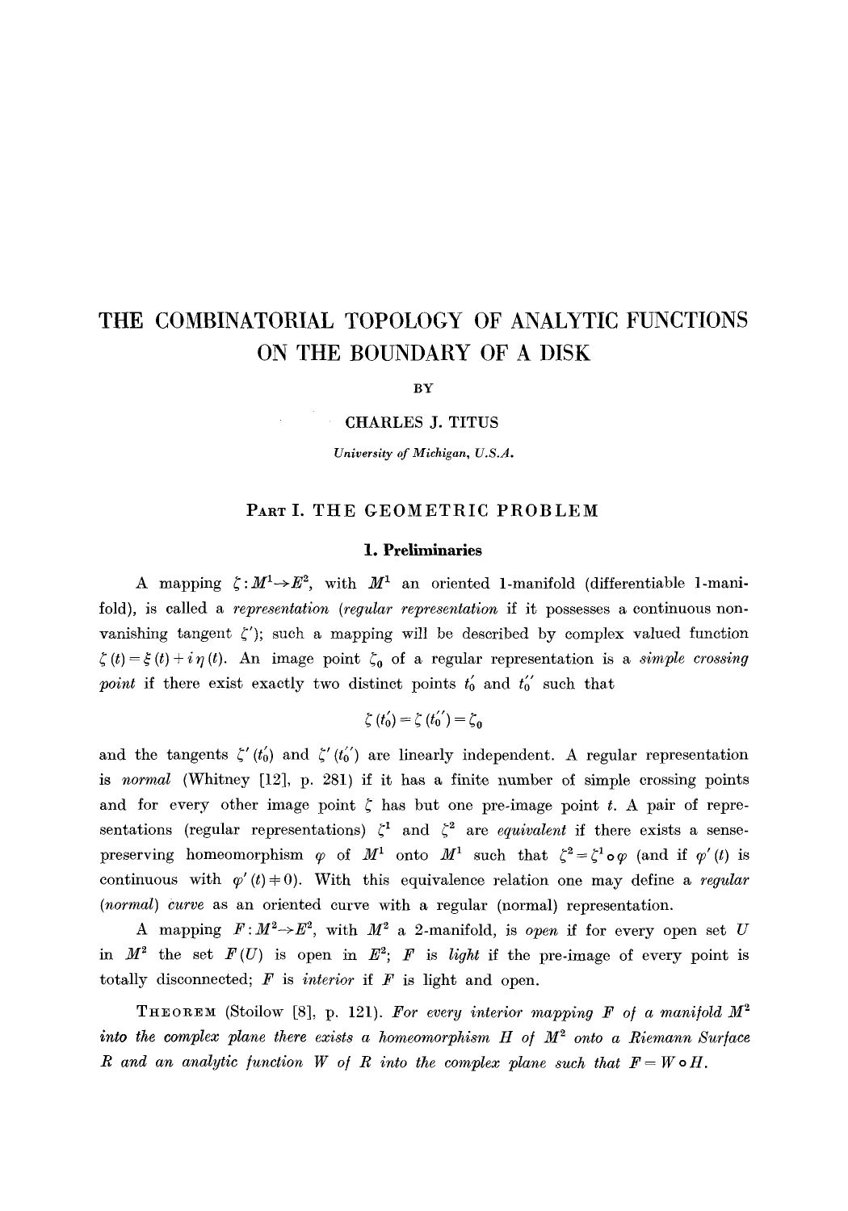# THE COMBINATORIAL TOPOLOGY OF ANALYTIC FUNCTIONS ON THE BOUNDARY OF A DISK

BY

CHARLES J. TITUS

*University of Michigan, U.S.A.*

## Part I. THE GEOMETRIC PROBLEM

### 1. Preliminaries

A mapping $\zeta : M^1 \to E^2$, with $M^1$ an oriented 1-manifold (differentiable 1-manifold), is called a *representation* (*regular representation* if it possesses a continuous non-vanishing tangent $\zeta'$); such a mapping will be described by complex valued function $\zeta(t) = \xi(t) + i\eta(t)$. An image point $\zeta_0$ of a regular representation is a *simple crossing point* if there exist exactly two distinct points $t_0'$ and $t_0''$ such that

$$\zeta(t_0') = \zeta(t_0'') = \zeta_0$$

and the tangents $\zeta'(t_0')$ and $\zeta'(t_0'')$ are linearly independent. A regular representation is *normal* (Whitney [12], p. 281) if it has a finite number of simple crossing points and for every other image point $\zeta$ has but one pre-image point $t$. A pair of representations (regular representations) $\zeta^1$ and $\zeta^2$ are *equivalent* if there exists a sense-preserving homeomorphism $\varphi$ of $M^1$ onto $M^1$ such that $\zeta^2 = \zeta^1 \circ \varphi$ (and if $\varphi'(t)$ is continuous with $\varphi'(t) \neq 0$). With this equivalence relation one may define a *regular* (*normal*) *curve* as an oriented curve with a regular (normal) representation.

A mapping $F : M^2 \to E^2$, with $M^2$ a 2-manifold, is *open* if for every open set $U$ in $M^2$ the set $F(U)$ is open in $E^2$; $F$ is *light* if the pre-image of every point is totally disconnected; $F$ is *interior* if $F$ is light and open.

THEOREM (Stoilow [8], p. 121). *For every interior mapping $F$ of a manifold $M^2$ into the complex plane there exists a homeomorphism $H$ of $M^2$ onto a Riemann Surface $R$ and an analytic function $W$ of $R$ into the complex plane such that $F = W \circ H$.*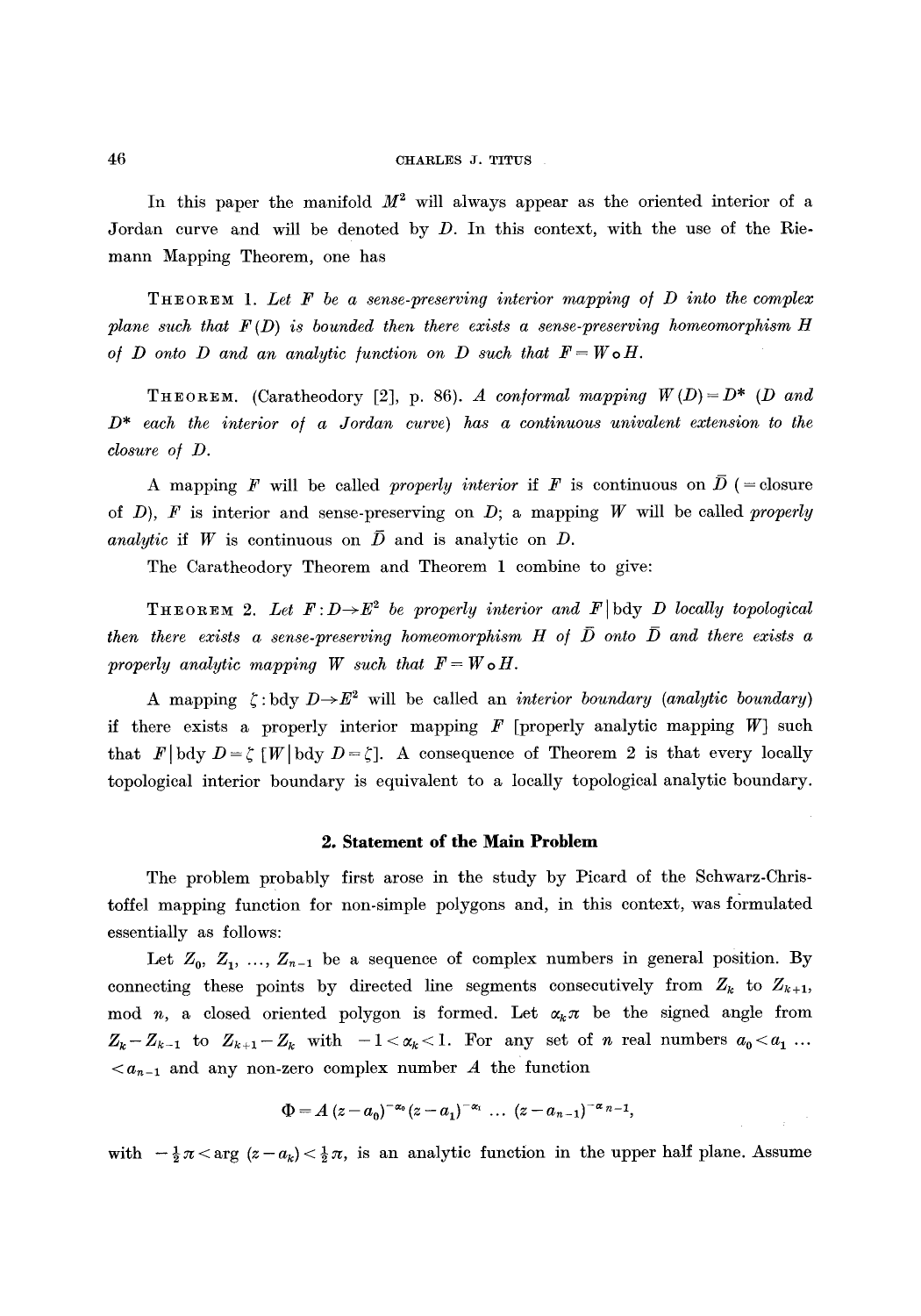In this paper the manifold $M^2$ will always appear as the oriented interior of a Jordan curve and will be denoted by $D$. In this context, with the use of the Riemann Mapping Theorem, one has

THEOREM 1. *Let $F$ be a sense-preserving interior mapping of $D$ into the complex plane such that $F(D)$ is bounded then there exists a sense-preserving homeomorphism $H$ of $D$ onto $D$ and an analytic function on $D$ such that $F = W \circ H$.*

THEOREM. (Caratheodory [2], p. 86). *A conformal mapping $W(D) = D^*$ ($D$ and $D^*$ each the interior of a Jordan curve) has a continuous univalent extension to the closure of $D$.*

A mapping $F$ will be called *properly interior* if $F$ is continuous on $\bar{D}$ (= closure of $D$), $F$ is interior and sense-preserving on $D$; a mapping $W$ will be called *properly analytic* if $W$ is continuous on $\bar{D}$ and is analytic on $D$.

The Caratheodory Theorem and Theorem 1 combine to give:

THEOREM 2. *Let $F: D \rightarrow E^2$ be properly interior and $F \mid \text{bdy}\, D$ locally topological then there exists a sense-preserving homeomorphism $H$ of $\bar{D}$ onto $\bar{D}$ and there exists a properly analytic mapping $W$ such that $F = W \circ H$.*

A mapping $\zeta: \text{bdy}\, D \rightarrow E^2$ will be called an *interior boundary* (*analytic boundary*) if there exists a properly interior mapping $F$ [properly analytic mapping $W$] such that $F \mid \text{bdy}\, D = \zeta$ [$W \mid \text{bdy}\, D = \zeta$]. A consequence of Theorem 2 is that every locally topological interior boundary is equivalent to a locally topological analytic boundary.

## 2. Statement of the Main Problem

The problem probably first arose in the study by Picard of the Schwarz-Christoffel mapping function for non-simple polygons and, in this context, was formulated essentially as follows:

Let $Z_0, Z_1, \ldots, Z_{n-1}$ be a sequence of complex numbers in general position. By connecting these points by directed line segments consecutively from $Z_k$ to $Z_{k+1}$, mod $n$, a closed oriented polygon is formed. Let $\alpha_k \pi$ be the signed angle from $Z_k - Z_{k-1}$ to $Z_{k+1} - Z_k$ with $-1 < \alpha_k < 1$. For any set of $n$ real numbers $a_0 < a_1 \ldots < a_{n-1}$ and any non-zero complex number $A$ the function

$$\Phi = A\,(z - a_0)^{-\alpha_0} (z - a_1)^{-\alpha_1} \ldots (z - a_{n-1})^{-\alpha_{n-1}},$$

with $-\frac{1}{2}\pi < \arg\,(z - a_k) < \frac{1}{2}\pi$, is an analytic function in the upper half plane. Assume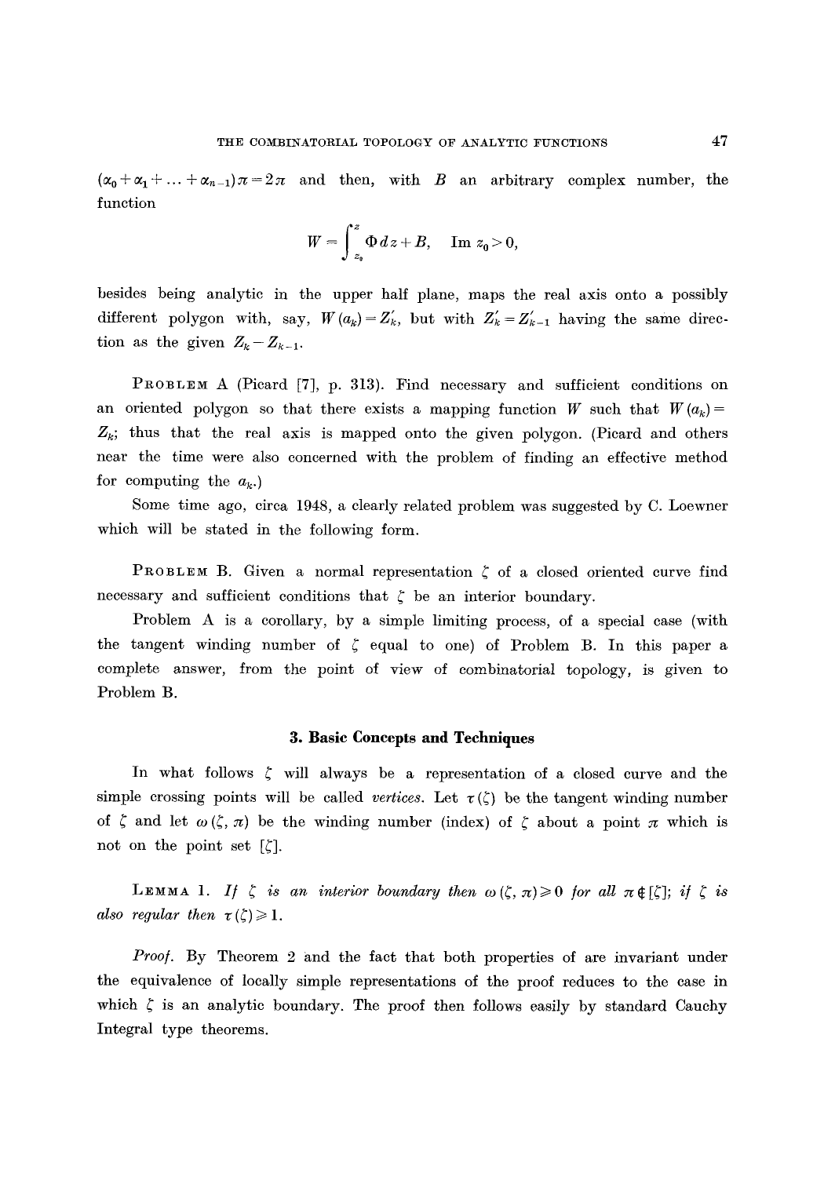$(\alpha_0 + \alpha_1 + \ldots + \alpha_{n-1})\pi = 2\pi$ and then, with $B$ an arbitrary complex number, the function

$$W = \int_{z_0}^{z} \Phi \, dz + B, \quad \operatorname{Im} z_0 > 0,$$

besides being analytic in the upper half plane, maps the real axis onto a possibly different polygon with, say, $W(a_k) = Z'_k$, but with $Z'_k = Z'_{k-1}$ having the same direction as the given $Z_k - Z_{k-1}$.

**Problem A** (Picard [7], p. 313). Find necessary and sufficient conditions on an oriented polygon so that there exists a mapping function $W$ such that $W(a_k) = Z_k$; thus that the real axis is mapped onto the given polygon. (Picard and others near the time were also concerned with the problem of finding an effective method for computing the $a_k$.)

Some time ago, circa 1948, a clearly related problem was suggested by C. Loewner which will be stated in the following form.

**Problem B.** Given a normal representation $\zeta$ of a closed oriented curve find necessary and sufficient conditions that $\zeta$ be an interior boundary.

Problem A is a corollary, by a simple limiting process, of a special case (with the tangent winding number of $\zeta$ equal to one) of Problem B. In this paper a complete answer, from the point of view of combinatorial topology, is given to Problem B.

## 3. Basic Concepts and Techniques

In what follows $\zeta$ will always be a representation of a closed curve and the simple crossing points will be called *vertices*. Let $\tau(\zeta)$ be the tangent winding number of $\zeta$ and let $\omega(\zeta, \pi)$ be the winding number (index) of $\zeta$ about a point $\pi$ which is not on the point set $[\zeta]$.

**Lemma 1.** *If $\zeta$ is an interior boundary then $\omega(\zeta, \pi) \geq 0$ for all $\pi \notin [\zeta]$; if $\zeta$ is also regular then $\tau(\zeta) \geq 1$.*

*Proof.* By Theorem 2 and the fact that both properties of are invariant under the equivalence of locally simple representations of the proof reduces to the case in which $\zeta$ is an analytic boundary. The proof then follows easily by standard Cauchy Integral type theorems.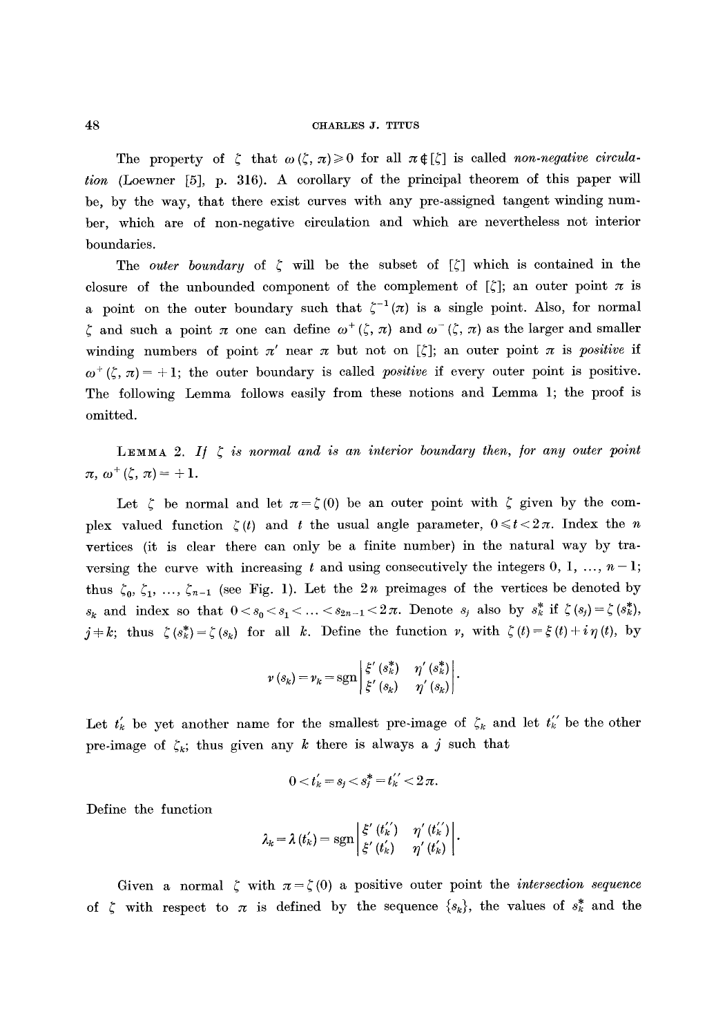The property of $\zeta$ that $\omega(\zeta, \pi) \geqslant 0$ for all $\pi \notin [\zeta]$ is called *non-negative circulation* (Loewner [5], p. 316). A corollary of the principal theorem of this paper will be, by the way, that there exist curves with any pre-assigned tangent winding number, which are of non-negative circulation and which are nevertheless not interior boundaries.

The *outer boundary* of $\zeta$ will be the subset of $[\zeta]$ which is contained in the closure of the unbounded component of the complement of $[\zeta]$; an outer point $\pi$ is a point on the outer boundary such that $\zeta^{-1}(\pi)$ is a single point. Also, for normal $\zeta$ and such a point $\pi$ one can define $\omega^+(\zeta, \pi)$ and $\omega^-(\zeta, \pi)$ as the larger and smaller winding numbers of point $\pi'$ near $\pi$ but not on $[\zeta]$; an outer point $\pi$ is *positive* if $\omega^+(\zeta, \pi) = +1$; the outer boundary is called *positive* if every outer point is positive. The following Lemma follows easily from these notions and Lemma 1; the proof is omitted.

**Lemma 2.** *If $\zeta$ is normal and is an interior boundary then, for any outer point $\pi$, $\omega^+(\zeta, \pi) = +1$.*

Let $\zeta$ be normal and let $\pi = \zeta(0)$ be an outer point with $\zeta$ given by the complex valued function $\zeta(t)$ and $t$ the usual angle parameter, $0 \leqslant t < 2\pi$. Index the $n$ vertices (it is clear there can only be a finite number) in the natural way by traversing the curve with increasing $t$ and using consecutively the integers $0, 1, \ldots, n-1$; thus $\zeta_0, \zeta_1, \ldots, \zeta_{n-1}$ (see Fig. 1). Let the $2n$ preimages of the vertices be denoted by $s_k$ and index so that $0 < s_0 < s_1 < \ldots < s_{2n-1} < 2\pi$. Denote $s_j$ also by $s_k^*$ if $\zeta(s_j) = \zeta(s_k^*)$, $j \neq k$; thus $\zeta(s_k^*) = \zeta(s_k)$ for all $k$. Define the function $\nu$, with $\zeta(t) = \xi(t) + i\eta(t)$, by

$$\nu(s_k) = \nu_k = \operatorname{sgn} \begin{vmatrix} \xi'(s_k^*) & \eta'(s_k^*) \\ \xi'(s_k) & \eta'(s_k) \end{vmatrix}.$$

Let $t_k'$ be yet another name for the smallest pre-image of $\zeta_k$ and let $t_k''$ be the other pre-image of $\zeta_k$; thus given any $k$ there is always a $j$ such that

$$0 < t_k' = s_j < s_j^* = t_k'' < 2\pi.$$

Define the function

$$\lambda_k = \lambda(t_k') = \operatorname{sgn} \begin{vmatrix} \xi'(t_k'') & \eta'(t_k'') \\ \xi'(t_k') & \eta'(t_k') \end{vmatrix}.$$

Given a normal $\zeta$ with $\pi = \zeta(0)$ a positive outer point the *intersection sequence* of $\zeta$ with respect to $\pi$ is defined by the sequence $\{s_k\}$, the values of $s_k^*$ and the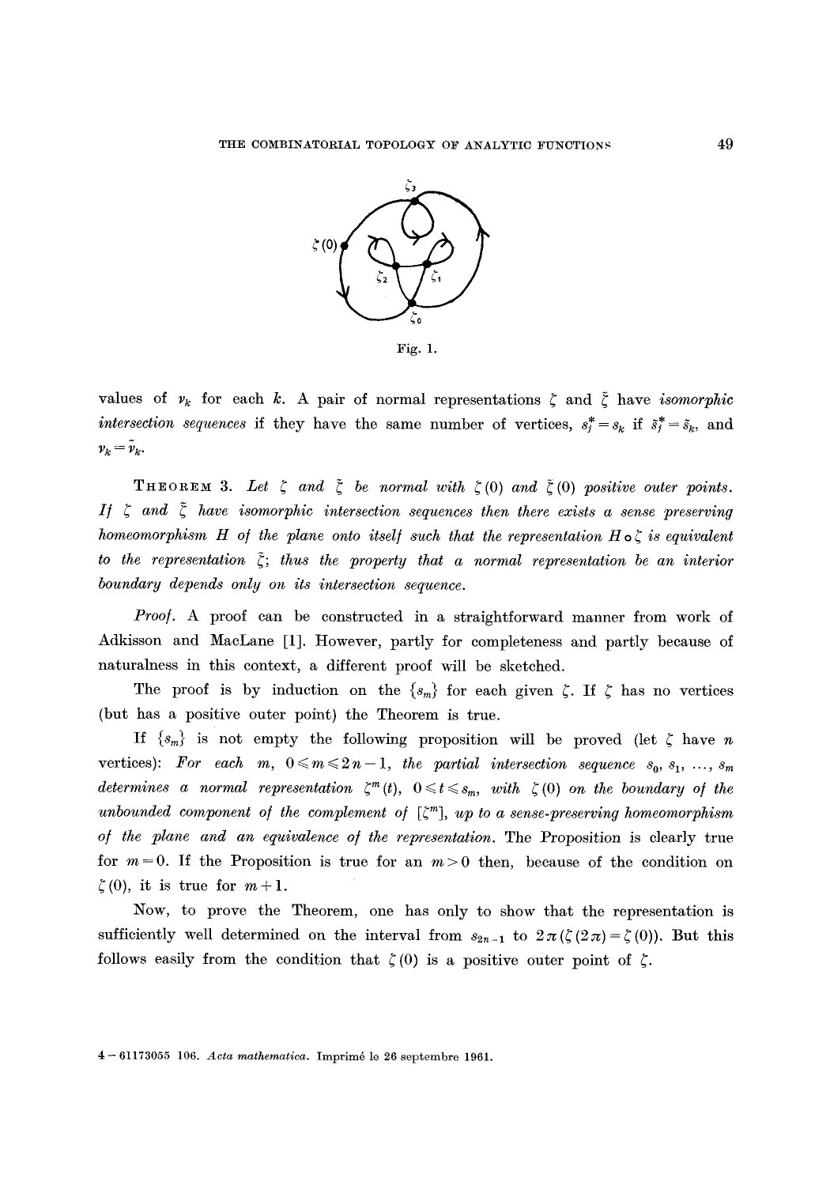Fig. 1.

values of $\nu_k$ for each $k$. A pair of normal representations $\zeta$ and $\tilde{\zeta}$ have *isomorphic intersection sequences* if they have the same number of vertices, $s_j^* = s_k$ if $\tilde{s}_j^* = \tilde{s}_k$, and $\nu_k = \tilde{\nu}_k$.

THEOREM 3. *Let $\zeta$ and $\tilde{\zeta}$ be normal with $\zeta(0)$ and $\tilde{\zeta}(0)$ positive outer points. If $\zeta$ and $\tilde{\zeta}$ have isomorphic intersection sequences then there exists a sense preserving homeomorphism $H$ of the plane onto itself such that the representation $H \circ \zeta$ is equivalent to the representation $\tilde{\zeta}$; thus the property that a normal representation be an interior boundary depends only on its intersection sequence.*

*Proof.* A proof can be constructed in a straightforward manner from work of Adkisson and MacLane [1]. However, partly for completeness and partly because of naturalness in this context, a different proof will be sketched.

The proof is by induction on the $\{s_m\}$ for each given $\zeta$. If $\zeta$ has no vertices (but has a positive outer point) the Theorem is true.

If $\{s_m\}$ is not empty the following proposition will be proved (let $\zeta$ have $n$ vertices): *For each $m$, $0 \leqslant m \leqslant 2n-1$, the partial intersection sequence $s_0, s_1, \ldots, s_m$ determines a normal representation $\zeta^m(t)$, $0 \leqslant t \leqslant s_m$, with $\zeta(0)$ on the boundary of the unbounded component of the complement of $[\zeta^m]$, up to a sense-preserving homeomorphism of the plane and an equivalence of the representation.* The Proposition is clearly true for $m = 0$. If the Proposition is true for an $m > 0$ then, because of the condition on $\zeta(0)$, it is true for $m+1$.

Now, to prove the Theorem, one has only to show that the representation is sufficiently well determined on the interval from $s_{2n-1}$ to $2\pi\,(\zeta(2\pi) = \zeta(0))$. But this follows easily from the condition that $\zeta(0)$ is a positive outer point of $\zeta$.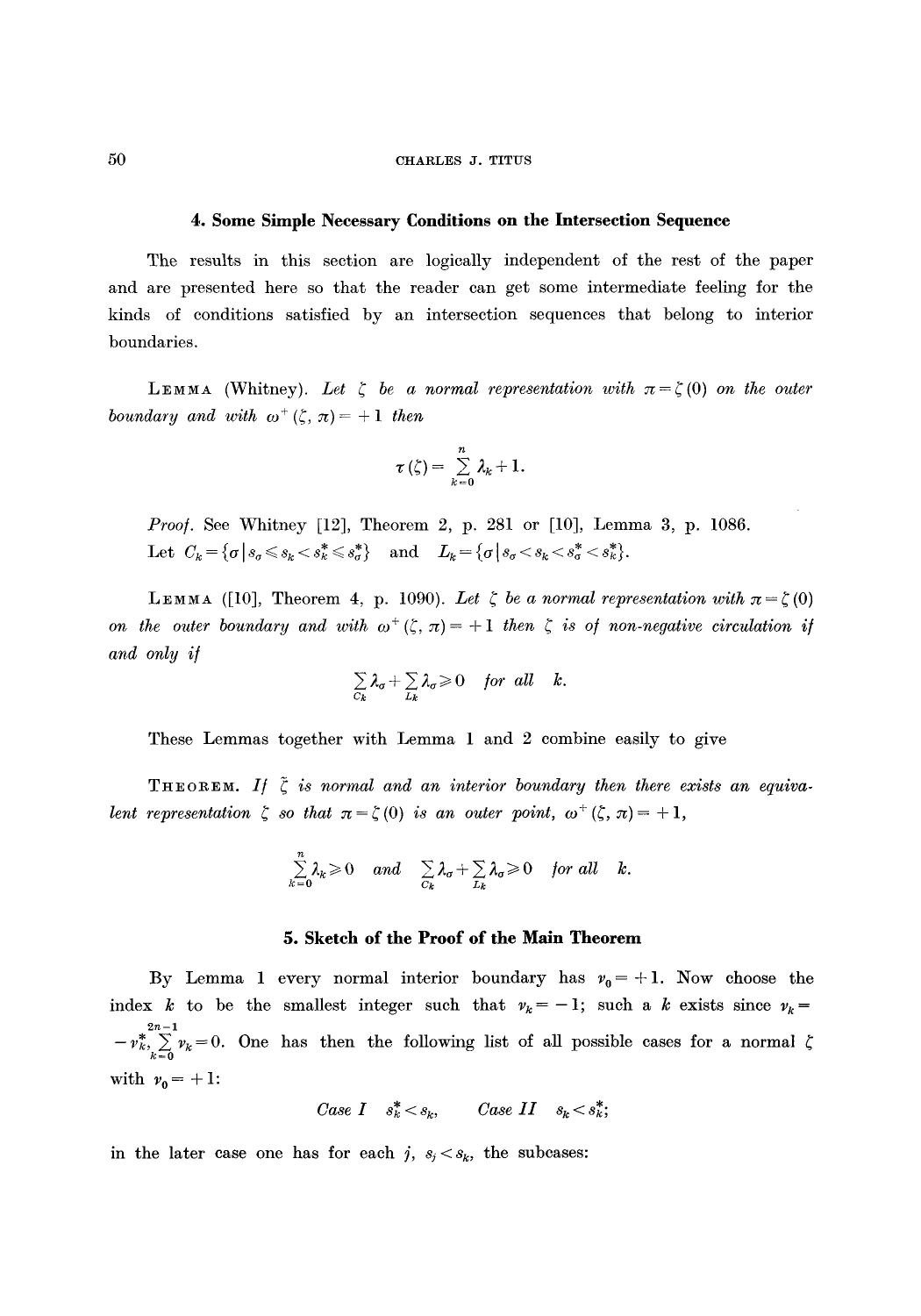## 4. Some Simple Necessary Conditions on the Intersection Sequence

The results in this section are logically independent of the rest of the paper and are presented here so that the reader can get some intermediate feeling for the kinds of conditions satisfied by an intersection sequences that belong to interior boundaries.

LEMMA (Whitney). *Let $\zeta$ be a normal representation with $\pi = \zeta(0)$ on the outer boundary and with $\omega^+(\zeta, \pi) = +1$ then*

$$\tau(\zeta) = \sum_{k=0}^{n} \lambda_k + 1.$$

*Proof.* See Whitney [12], Theorem 2, p. 281 or [10], Lemma 3, p. 1086.

Let $C_k = \{\sigma \mid s_\sigma \leqslant s_k < s_k^* \leqslant s_\sigma^*\}$ and $L_k = \{\sigma \mid s_\sigma < s_k < s_\sigma^* < s_k^*\}$.

LEMMA ([10], Theorem 4, p. 1090). *Let $\zeta$ be a normal representation with $\pi = \zeta(0)$ on the outer boundary and with $\omega^+(\zeta, \pi) = +1$ then $\zeta$ is of non-negative circulation if and only if*

$$\sum_{C_k} \lambda_\sigma + \sum_{L_k} \lambda_\sigma \geqslant 0 \quad \textit{for all} \quad k.$$

These Lemmas together with Lemma 1 and 2 combine easily to give

THEOREM. *If $\zeta$ is normal and an interior boundary then there exists an equivalent representation $\zeta$ so that $\pi = \zeta(0)$ is an outer point, $\omega^+(\zeta, \pi) = +1$,*

$$\sum_{k=0}^{n} \lambda_k \geqslant 0 \quad \textit{and} \quad \sum_{C_k} \lambda_\sigma + \sum_{L_k} \lambda_\sigma \geqslant 0 \quad \textit{for all} \quad k.$$

## 5. Sketch of the Proof of the Main Theorem

By Lemma 1 every normal interior boundary has $\nu_0 = +1$. Now choose the index $k$ to be the smallest integer such that $\nu_k = -1$; such a $k$ exists since $\nu_k = -\nu_k^*$, $\sum_{k=0}^{2n-1} \nu_k = 0$. One has then the following list of all possible cases for a normal $\zeta$ with $\nu_0 = +1$:

$$\textit{Case I} \quad s_k^* < s_k, \qquad \textit{Case II} \quad s_k < s_k^*;$$

in the later case one has for each $j$, $s_j < s_k$, the subcases: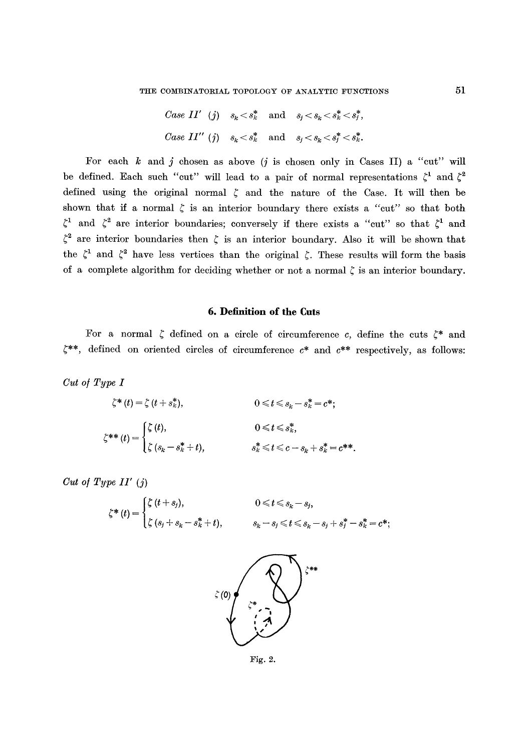*Case II′* $(j)$ $\quad s_k < s_k^*$ and $s_j < s_k < s_k^* < s_j^*$,

*Case II″* $(j)$ $\quad s_k < s_k^*$ and $s_j < s_k < s_j^* < s_k^*$.

For each $k$ and $j$ chosen as above ($j$ is chosen only in Cases II) a "cut" will be defined. Each such "cut" will lead to a pair of normal representations $\zeta^1$ and $\zeta^2$ defined using the original normal $\zeta$ and the nature of the Case. It will then be shown that if a normal $\zeta$ is an interior boundary there exists a "cut" so that both $\zeta^1$ and $\zeta^2$ are interior boundaries; conversely if there exists a "cut" so that $\zeta^1$ and $\zeta^2$ are interior boundaries then $\zeta$ is an interior boundary. Also it will be shown that the $\zeta^1$ and $\zeta^2$ have less vertices than the original $\zeta$. These results will form the basis of a complete algorithm for deciding whether or not a normal $\zeta$ is an interior boundary.

## 6. Definition of the Cuts

For a normal $\zeta$ defined on a circle of circumference $c$, define the cuts $\zeta^*$ and $\zeta^{**}$, defined on oriented circles of circumference $c^*$ and $c^{**}$ respectively, as follows:

*Cut of Type I*

$$\zeta^*(t) = \zeta(t + s_k^*), \qquad 0 \leqslant t \leqslant s_k - s_k^* = c^*;$$

$$\zeta^{**}(t) = \begin{cases} \zeta(t), & 0 \leqslant t \leqslant s_k^*, \\ \zeta(s_k - s_k^* + t), & s_k^* \leqslant t \leqslant c - s_k + s_k^* = c^{**}. \end{cases}$$

*Cut of Type II′* $(j)$

$$\zeta^*(t) = \begin{cases} \zeta(t + s_j), & 0 \leqslant t \leqslant s_k - s_j, \\ \zeta(s_j + s_k - s_k^* + t), & s_k - s_j \leqslant t \leqslant s_k - s_j + s_j^* - s_k^* = c^*; \end{cases}$$

Fig. 2.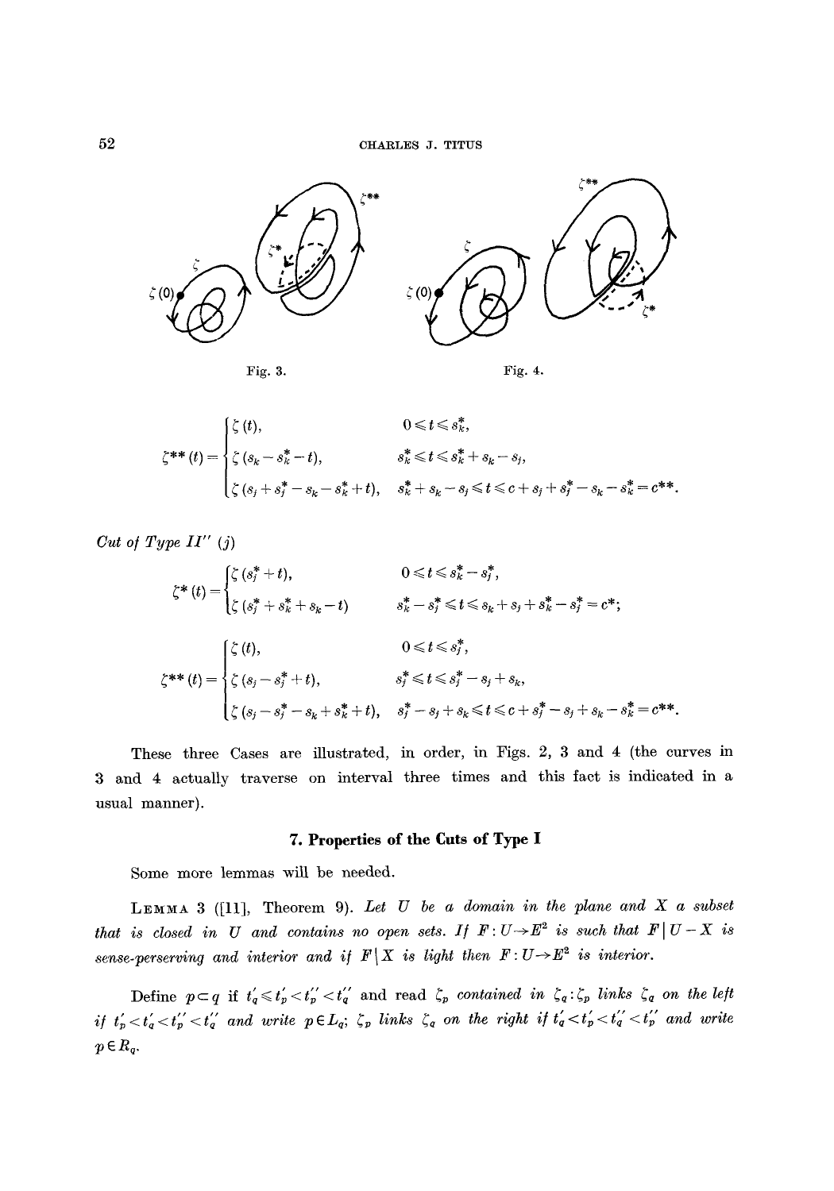Fig. 3.

Fig. 4.

$$\zeta^{**}(t)=\begin{cases}\zeta(t), & 0\leqslant t\leqslant s_k^*,\\ \zeta(s_k-s_k^*-t), & s_k^*\leqslant t\leqslant s_k^*+s_k-s_j,\\ \zeta(s_j+s_j^*-s_k-s_k^*+t), & s_k^*+s_k-s_j\leqslant t\leqslant c+s_j+s_j^*-s_k-s_k^*=c^{**}.\end{cases}$$

*Cut of Type II″ (j)*

$$\zeta^{*}(t)=\begin{cases}\zeta(s_j^*+t), & 0\leqslant t\leqslant s_k^*-s_j^*,\\ \zeta(s_j^*+s_k^*+s_k-t) & s_k^*-s_j^*\leqslant t\leqslant s_k+s_j+s_k^*-s_j^*=c^*;\end{cases}$$

$$\zeta^{**}(t)=\begin{cases}\zeta(t), & 0\leqslant t\leqslant s_j^*,\\ \zeta(s_j-s_j^*+t), & s_j^*\leqslant t\leqslant s_j^*-s_j+s_k,\\ \zeta(s_j-s_j^*-s_k+s_k^*+t), & s_j^*-s_j+s_k\leqslant t\leqslant c+s_j^*-s_j+s_k-s_k^*=c^{**}.\end{cases}$$

These three Cases are illustrated, in order, in Figs. 2, 3 and 4 (the curves in 3 and 4 actually traverse on interval three times and this fact is indicated in a usual manner).

## 7. Properties of the Cuts of Type I

Some more lemmas will be needed.

LEMMA 3 ([11], Theorem 9). *Let $U$ be a domain in the plane and $X$ a subset that is closed in $U$ and contains no open sets. If $F: U\to E^2$ is such that $F\mid U-X$ is sense-perserving and interior and if $F\mid X$ is light then $F: U\to E^2$ is interior.*

Define $p\subset q$ if $t_q'\leqslant t_p'<t_p''<t_q''$ and read *$\zeta_p$ contained in $\zeta_q$: $\zeta_p$ links $\zeta_q$ on the left if $t_p'<t_q'<t_p''<t_q''$ and write $p\in L_q$; $\zeta_p$ links $\zeta_q$ on the right if $t_q'<t_p'<t_q''<t_p''$ and write $p\in R_q$.*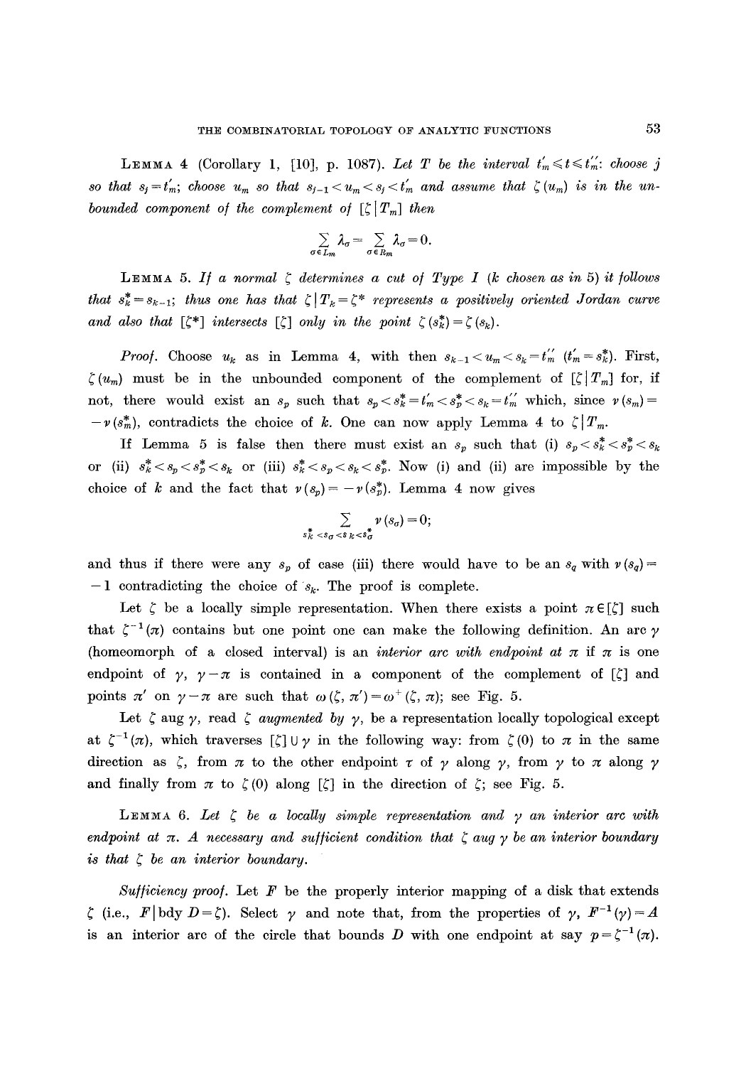**Lemma 4** (Corollary 1, [10], p. 1087). *Let $T$ be the interval $t_m' \leqslant t \leqslant t_m''$: choose $j$ so that $s_j = t_m'$; choose $u_m$ so that $s_{j-1} < u_m < s_j < t_m'$ and assume that $\zeta(u_m)$ is in the unbounded component of the complement of $[\zeta | T_m]$ then*

$$\sum_{\sigma \in L_m} \lambda_\sigma = \sum_{\sigma \in R_m} \lambda_\sigma = 0.$$

**Lemma 5.** *If a normal $\zeta$ determines a cut of Type I ($k$ chosen as in 5) it follows that $s_k^* = s_{k-1}$; thus one has that $\zeta | T_k = \zeta^*$ represents a positively oriented Jordan curve and also that $[\zeta^*]$ intersects $[\zeta]$ only in the point $\zeta(s_k^*) = \zeta(s_k)$.*

*Proof.* Choose $u_k$ as in Lemma 4, with then $s_{k-1} < u_m < s_k = t_m''$ ($t_m' = s_k^*$). First, $\zeta(u_m)$ must be in the unbounded component of the complement of $[\zeta | T_m]$ for, if not, there would exist an $s_p$ such that $s_p < s_k^* = t_m' < s_p^* < s_k = t_m''$ which, since $\nu(s_m) = -\nu(s_m^*)$, contradicts the choice of $k$. One can now apply Lemma 4 to $\zeta | T_m$.

If Lemma 5 is false then there must exist an $s_p$ such that (i) $s_p < s_k^* < s_p^* < s_k$ or (ii) $s_k^* < s_p < s_p^* < s_k$ or (iii) $s_k^* < s_p < s_k < s_p^*$. Now (i) and (ii) are impossible by the choice of $k$ and the fact that $\nu(s_p) = -\nu(s_p^*)$. Lemma 4 now gives

$$\sum_{s_k^* < s_\sigma < s_k < s_\sigma^*} \nu(s_\sigma) = 0;$$

and thus if there were any $s_p$ of case (iii) there would have to be an $s_q$ with $\nu(s_q) = -1$ contradicting the choice of $s_k$. The proof is complete.

Let $\zeta$ be a locally simple representation. When there exists a point $\pi \in [\zeta]$ such that $\zeta^{-1}(\pi)$ contains but one point one can make the following definition. An arc $\gamma$ (homeomorph of a closed interval) is an *interior arc with endpoint at* $\pi$ if $\pi$ is one endpoint of $\gamma$, $\gamma - \pi$ is contained in a component of the complement of $[\zeta]$ and points $\pi'$ on $\gamma - \pi$ are such that $\omega(\zeta, \pi') = \omega^+(\zeta, \pi)$; see Fig. 5.

Let $\zeta$ aug $\gamma$, read $\zeta$ *augmented by* $\gamma$, be a representation locally topological except at $\zeta^{-1}(\pi)$, which traverses $[\zeta] \cup \gamma$ in the following way: from $\zeta(0)$ to $\pi$ in the same direction as $\zeta$, from $\pi$ to the other endpoint $\tau$ of $\gamma$ along $\gamma$, from $\gamma$ to $\pi$ along $\gamma$ and finally from $\pi$ to $\zeta(0)$ along $[\zeta]$ in the direction of $\zeta$; see Fig. 5.

**Lemma 6.** *Let $\zeta$ be a locally simple representation and $\gamma$ an interior arc with endpoint at $\pi$. A necessary and sufficient condition that $\zeta$ aug $\gamma$ be an interior boundary is that $\zeta$ be an interior boundary.*

*Sufficiency proof.* Let $F$ be the properly interior mapping of a disk that extends $\zeta$ (i.e., $F | \text{bdy}\, D = \zeta$). Select $\gamma$ and note that, from the properties of $\gamma$, $F^{-1}(\gamma) = A$ is an interior arc of the circle that bounds $D$ with one endpoint at say $p = \zeta^{-1}(\pi)$.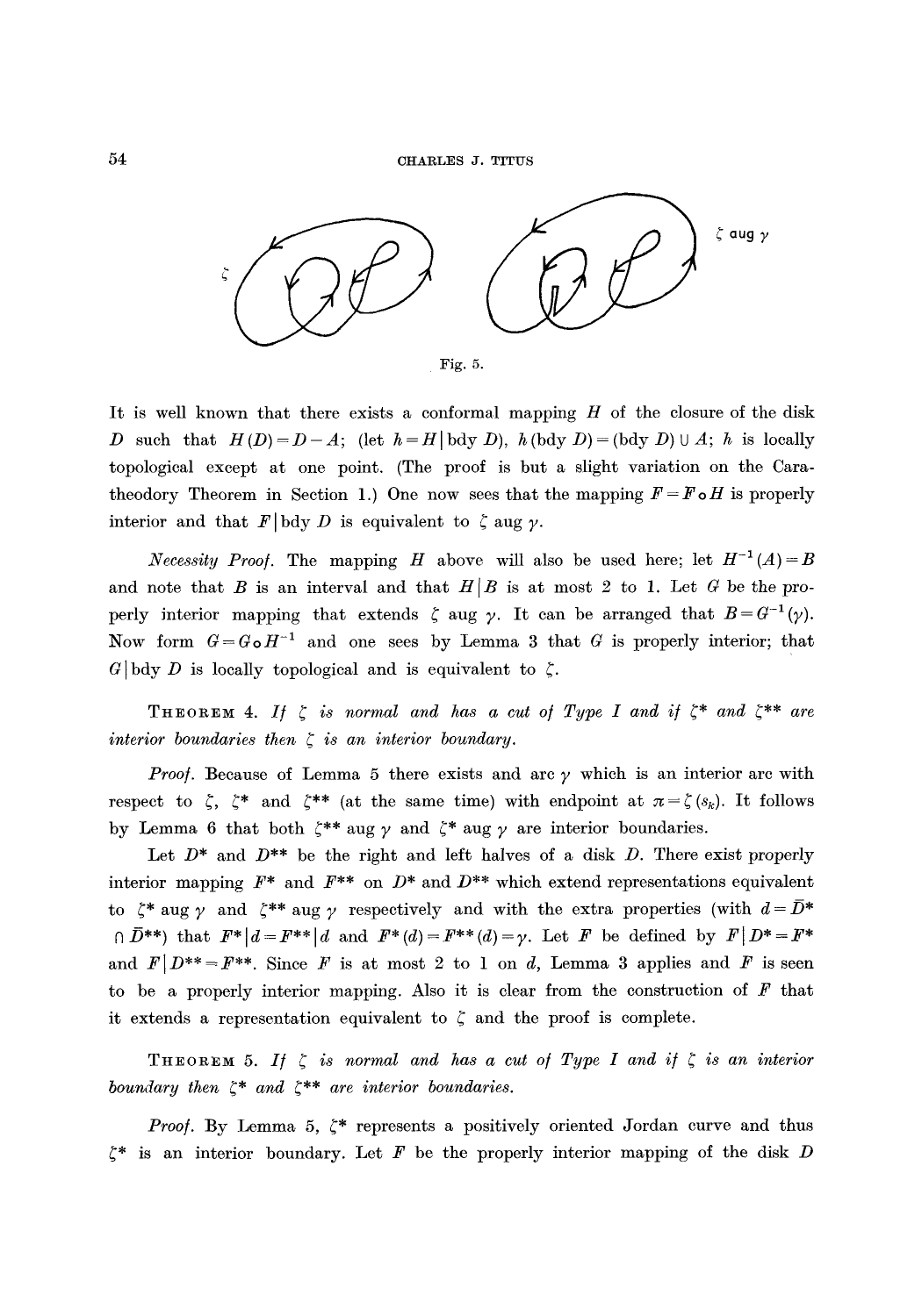Fig. 5.

It is well known that there exists a conformal mapping $H$ of the closure of the disk $D$ such that $H(D) = D - A$; (let $h = H | \text{bdy } D$), $h(\text{bdy } D) = (\text{bdy } D) \cup A$; $h$ is locally topological except at one point. (The proof is but a slight variation on the Caratheodory Theorem in Section 1.) One now sees that the mapping $F = F \circ H$ is properly interior and that $F | \text{bdy } D$ is equivalent to $\zeta$ aug $\gamma$.

*Necessity Proof.* The mapping $H$ above will also be used here; let $H^{-1}(A) = B$ and note that $B$ is an interval and that $H | B$ is at most 2 to 1. Let $G$ be the properly interior mapping that extends $\zeta$ aug $\gamma$. It can be arranged that $B = G^{-1}(\gamma)$. Now form $G = G \circ H^{-1}$ and one sees by Lemma 3 that $G$ is properly interior; that $G | \text{bdy } D$ is locally topological and is equivalent to $\zeta$.

**Theorem 4.** *If $\zeta$ is normal and has a cut of Type I and if $\zeta^*$ and $\zeta^{**}$ are interior boundaries then $\zeta$ is an interior boundary.*

*Proof.* Because of Lemma 5 there exists and arc $\gamma$ which is an interior arc with respect to $\zeta$, $\zeta^*$ and $\zeta^{**}$ (at the same time) with endpoint at $\pi = \zeta(s_k)$. It follows by Lemma 6 that both $\zeta^{**}$ aug $\gamma$ and $\zeta^*$ aug $\gamma$ are interior boundaries.

Let $D^*$ and $D^{**}$ be the right and left halves of a disk $D$. There exist properly interior mapping $F^*$ and $F^{**}$ on $D^*$ and $D^{**}$ which extend representations equivalent to $\zeta^*$ aug $\gamma$ and $\zeta^{**}$ aug $\gamma$ respectively and with the extra properties (with $d = \bar{D}^* \cap \bar{D}^{**}$) that $F^* | d = F^{**} | d$ and $F^*(d) = F^{**}(d) = \gamma$. Let $F$ be defined by $F | D^* = F^*$ and $F | D^{**} = F^{**}$. Since $F$ is at most 2 to 1 on $d$, Lemma 3 applies and $F$ is seen to be a properly interior mapping. Also it is clear from the construction of $F$ that it extends a representation equivalent to $\zeta$ and the proof is complete.

**Theorem 5.** *If $\zeta$ is normal and has a cut of Type I and if $\zeta$ is an interior boundary then $\zeta^*$ and $\zeta^{**}$ are interior boundaries.*

*Proof.* By Lemma 5, $\zeta^*$ represents a positively oriented Jordan curve and thus $\zeta^*$ is an interior boundary. Let $F$ be the properly interior mapping of the disk $D$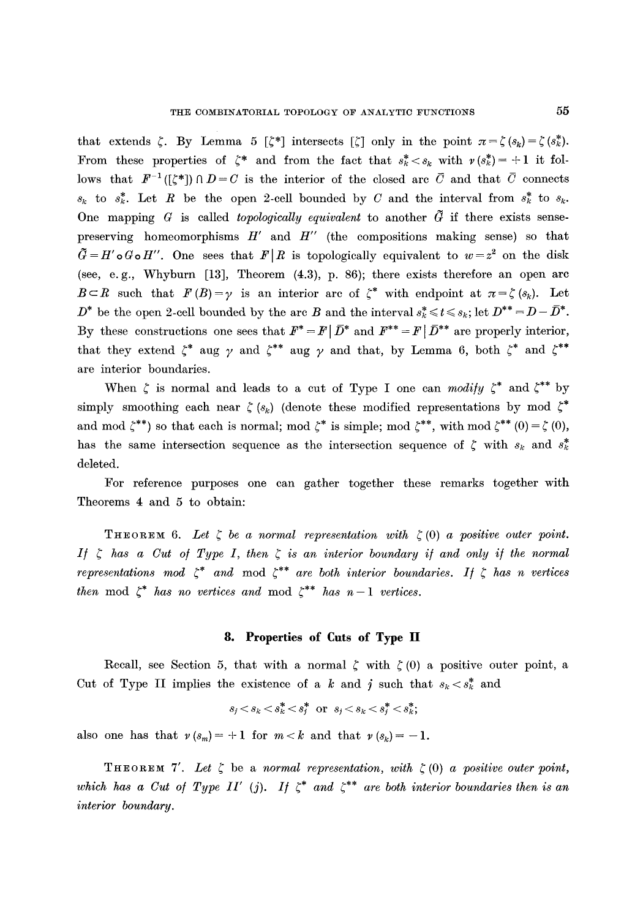that extends $\zeta$. By Lemma 5 $[\zeta^*]$ intersects $[\zeta]$ only in the point $\pi = \zeta(s_k) = \zeta(s_k^*)$. From these properties of $\zeta^*$ and from the fact that $s_k^* < s_k$ with $\nu(s_k^*) = +1$ it follows that $F^{-1}([\zeta^*]) \cap D = C$ is the interior of the closed arc $\bar{C}$ and that $\bar{C}$ connects $s_k$ to $s_k^*$. Let $R$ be the open 2-cell bounded by $C$ and the interval from $s_k^*$ to $s_k$. One mapping $G$ is called *topologically equivalent* to another $\tilde{G}$ if there exists sense-preserving homeomorphisms $H'$ and $H''$ (the compositions making sense) so that $\tilde{G} = H' \circ G \circ H''$. One sees that $F|R$ is topologically equivalent to $w = z^2$ on the disk (see, e.g., Whyburn [13], Theorem (4.3), p. 86); there exists therefore an open arc $B \subset R$ such that $F(B) = \gamma$ is an interior arc of $\zeta^*$ with endpoint at $\pi = \zeta(s_k)$. Let $D^*$ be the open 2-cell bounded by the arc $B$ and the interval $s_k^* \leqslant t \leqslant s_k$; let $D^{**} = D - \bar{D}^*$. By these constructions one sees that $F^* = F \,|\, \bar{D}^*$ and $F^{**} = F \,|\, \bar{D}^{**}$ are properly interior, that they extend $\zeta^*$ aug $\gamma$ and $\zeta^{**}$ aug $\gamma$ and that, by Lemma 6, both $\zeta^*$ and $\zeta^{**}$ are interior boundaries.

When $\zeta$ is normal and leads to a cut of Type I one can *modify* $\zeta^*$ and $\zeta^{**}$ by simply smoothing each near $\zeta(s_k)$ (denote these modified representations by mod $\zeta^*$ and mod $\zeta^{**}$) so that each is normal; mod $\zeta^*$ is simple; mod $\zeta^{**}$, with mod $\zeta^{**}(0) = \zeta(0)$, has the same intersection sequence as the intersection sequence of $\zeta$ with $s_k$ and $s_k^*$ deleted.

For reference purposes one can gather together these remarks together with Theorems 4 and 5 to obtain:

THEOREM 6. *Let $\zeta$ be a normal representation with $\zeta(0)$ a positive outer point. If $\zeta$ has a Cut of Type I, then $\zeta$ is an interior boundary if and only if the normal representations* mod $\zeta^*$ *and* mod $\zeta^{**}$ *are both interior boundaries. If $\zeta$ has $n$ vertices then* mod $\zeta^*$ *has no vertices and* mod $\zeta^{**}$ *has $n-1$ vertices.*

## 8. Properties of Cuts of Type II

Recall, see Section 5, that with a normal $\zeta$ with $\zeta(0)$ a positive outer point, a Cut of Type II implies the existence of a $k$ and $j$ such that $s_k < s_k^*$ and

$$s_j < s_k < s_k^* < s_j^* \text{ or } s_j < s_k < s_j^* < s_k^*;$$

also one has that $\nu(s_m) = +1$ for $m < k$ and that $\nu(s_k) = -1$.

THEOREM 7′. *Let $\zeta$ be a normal representation, with $\zeta(0)$ a positive outer point, which has a Cut of Type II′ ($j$). If $\zeta^*$ and $\zeta^{**}$ are both interior boundaries then is an interior boundary.*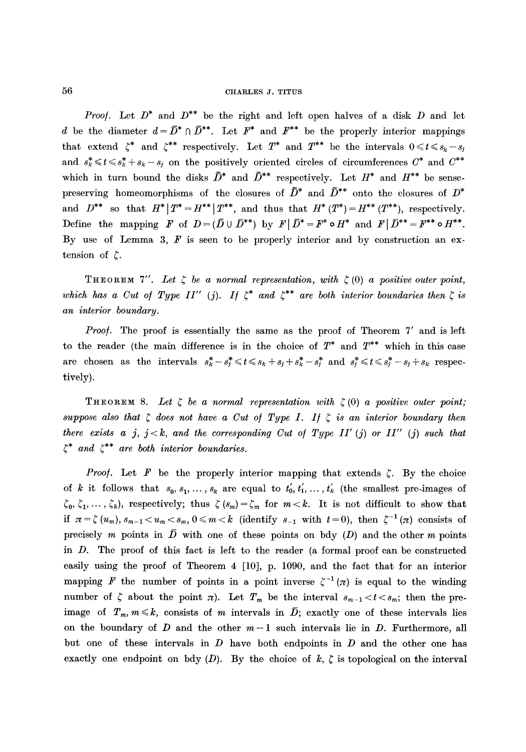*Proof.* Let $D^*$ and $D^{**}$ be the right and left open halves of a disk $D$ and let $d$ be the diameter $d = \bar{D}^* \cap \bar{D}^{**}$. Let $F^*$ and $F^{**}$ be the properly interior mappings that extend $\zeta^*$ and $\zeta^{**}$ respectively. Let $T^*$ and $T^{**}$ be the intervals $0 \leqslant t \leqslant s_k - s_j$ and $s_k^* \leqslant t \leqslant s_k^* + s_k - s_j$ on the positively oriented circles of circumferences $C^*$ and $C^{**}$ which in turn bound the disks $\tilde{D}^*$ and $\tilde{D}^{**}$ respectively. Let $H^*$ and $H^{**}$ be sense-preserving homeomorphisms of the closures of $\tilde{D}^*$ and $\tilde{D}^{**}$ onto the closures of $D^*$ and $D^{**}$ so that $H^* | T^* = H^{**} | T^{**}$, and thus that $H^*(T^*) = H^{**}(T^{**})$, respectively. Define the mapping $F$ of $D = (\bar{D} \cup \bar{D}^{**})$ by $F | \bar{D}^* = F^* \circ H^*$ and $F | \bar{D}^{**} = F^{**} \circ H^{**}$. By use of Lemma 3, $F$ is seen to be properly interior and by construction an extension of $\zeta$.

THEOREM 7″. *Let $\zeta$ be a normal representation, with $\zeta(0)$ a positive outer point, which has a Cut of Type II″ (j). If $\zeta^*$ and $\zeta^{**}$ are both interior boundaries then $\zeta$ is an interior boundary.*

*Proof.* The proof is essentially the same as the proof of Theorem 7′ and is left to the reader (the main difference is in the choice of $T^*$ and $T^{**}$ which in this case are chosen as the intervals $s_k^* - s_j^* \leqslant t \leqslant s_k + s_j + s_k^* - s_j^*$ and $s_j^* \leqslant t \leqslant s_j^* - s_j + s_k$ respectively).

THEOREM 8. *Let $\zeta$ be a normal representation with $\zeta(0)$ a positive outer point; suppose also that $\zeta$ does not have a Cut of Type I. If $\zeta$ is an interior boundary then there exists a $j$, $j < k$, and the corresponding Cut of Type II′ (j) or II″ (j) such that $\zeta^*$ and $\zeta^{**}$ are both interior boundaries.*

*Proof.* Let $F$ be the properly interior mapping that extends $\zeta$. By the choice of $k$ it follows that $s_0, s_1, \dots, s_k$ are equal to $t_0', t_1', \dots, t_k'$ (the smallest pre-images of $\zeta_0, \zeta_1, \dots, \zeta_k$), respectively; thus $\zeta(s_m) = \zeta_m$ for $m < k$. It is not difficult to show that if $\pi = \zeta(u_m)$, $s_{m-1} < u_m < s_m$, $0 \leqslant m < k$ (identify $s_{-1}$ with $t = 0$), then $\zeta^{-1}(\pi)$ consists of precisely $m$ points in $\bar{D}$ with one of these points on bdy $(D)$ and the other $m$ points in $D$. The proof of this fact is left to the reader (a formal proof can be constructed easily using the proof of Theorem 4 [10], p. 1090, and the fact that for an interior mapping $F$ the number of points in a point inverse $\zeta^{-1}(\pi)$ is equal to the winding number of $\zeta$ about the point $\pi$). Let $T_m$ be the interval $s_{m-1} < t < s_m$; then the pre-image of $T_m$, $m \leqslant k$, consists of $m$ intervals in $\bar{D}$; exactly one of these intervals lies on the boundary of $D$ and the other $m - 1$ such intervals lie in $D$. Furthermore, all but one of these intervals in $D$ have both endpoints in $D$ and the other one has exactly one endpoint on bdy $(D)$. By the choice of $k$, $\zeta$ is topological on the interval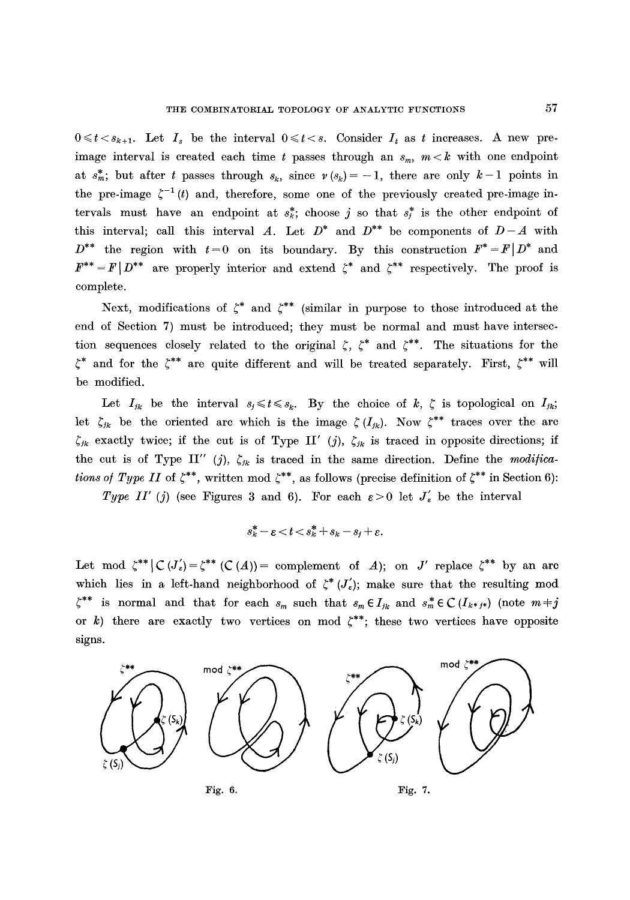$0 \leqslant t < s_{k+1}$. Let $I_s$ be the interval $0 \leqslant t < s$. Consider $I_t$ as $t$ increases. A new pre-image interval is created each time $t$ passes through an $s_m$, $m < k$ with one endpoint at $s_m^*$; but after $t$ passes through $s_k$, since $\nu(s_k) = -1$, there are only $k-1$ points in the pre-image $\zeta^{-1}(t)$ and, therefore, some one of the previously created pre-image intervals must have an endpoint at $s_k^*$; choose $j$ so that $s_j^*$ is the other endpoint of this interval; call this interval $A$. Let $D^*$ and $D^{**}$ be components of $D - A$ with $D^{**}$ the region with $t = 0$ on its boundary. By this construction $F^* = F \mid D^*$ and $F^{**} = F \mid D^{**}$ are properly interior and extend $\zeta^*$ and $\zeta^{**}$ respectively. The proof is complete.

Next, modifications of $\zeta^*$ and $\zeta^{**}$ (similar in purpose to those introduced at the end of Section 7) must be introduced; they must be normal and must have intersection sequences closely related to the original $\zeta$, $\zeta^*$ and $\zeta^{**}$. The situations for the $\zeta^*$ and for the $\zeta^{**}$ are quite different and will be treated separately. First, $\zeta^{**}$ will be modified.

Let $I_{jk}$ be the interval $s_j \leqslant t \leqslant s_k$. By the choice of $k$, $\zeta$ is topological on $I_{jk}$; let $\zeta_{jk}$ be the oriented arc which is the image $\zeta(I_{jk})$. Now $\zeta^{**}$ traces over the arc $\zeta_{jk}$ exactly twice; if the cut is of Type II′ $(j)$, $\zeta_{jk}$ is traced in opposite directions; if the cut is of Type II″ $(j)$, $\zeta_{jk}$ is traced in the same direction. Define the *modifications of Type II* of $\zeta^{**}$, written mod $\zeta^{**}$, as follows (precise definition of $\zeta^{**}$ in Section 6):

*Type II′ $(j)$* (see Figures 3 and 6). For each $\varepsilon > 0$ let $J'_\varepsilon$ be the interval

$$s_k^* - \varepsilon < t < s_k^* + s_k - s_j + \varepsilon.$$

Let mod $\zeta^{**} \mid \complement(J'_\varepsilon) = \zeta^{**}(\complement(A)) =$ complement of $A$); on $J'$ replace $\zeta^{**}$ by an arc which lies in a left-hand neighborhood of $\zeta^*(J'_\varepsilon)$; make sure that the resulting mod $\zeta^{**}$ is normal and that for each $s_m$ such that $s_m \in I_{jk}$ and $s_m^* \in \complement(I_{k^*j^*})$ (note $m \neq j$ or $k$) there are exactly two vertices on mod $\zeta^{**}$; these two vertices have opposite signs.

Fig. 6.

Fig. 7.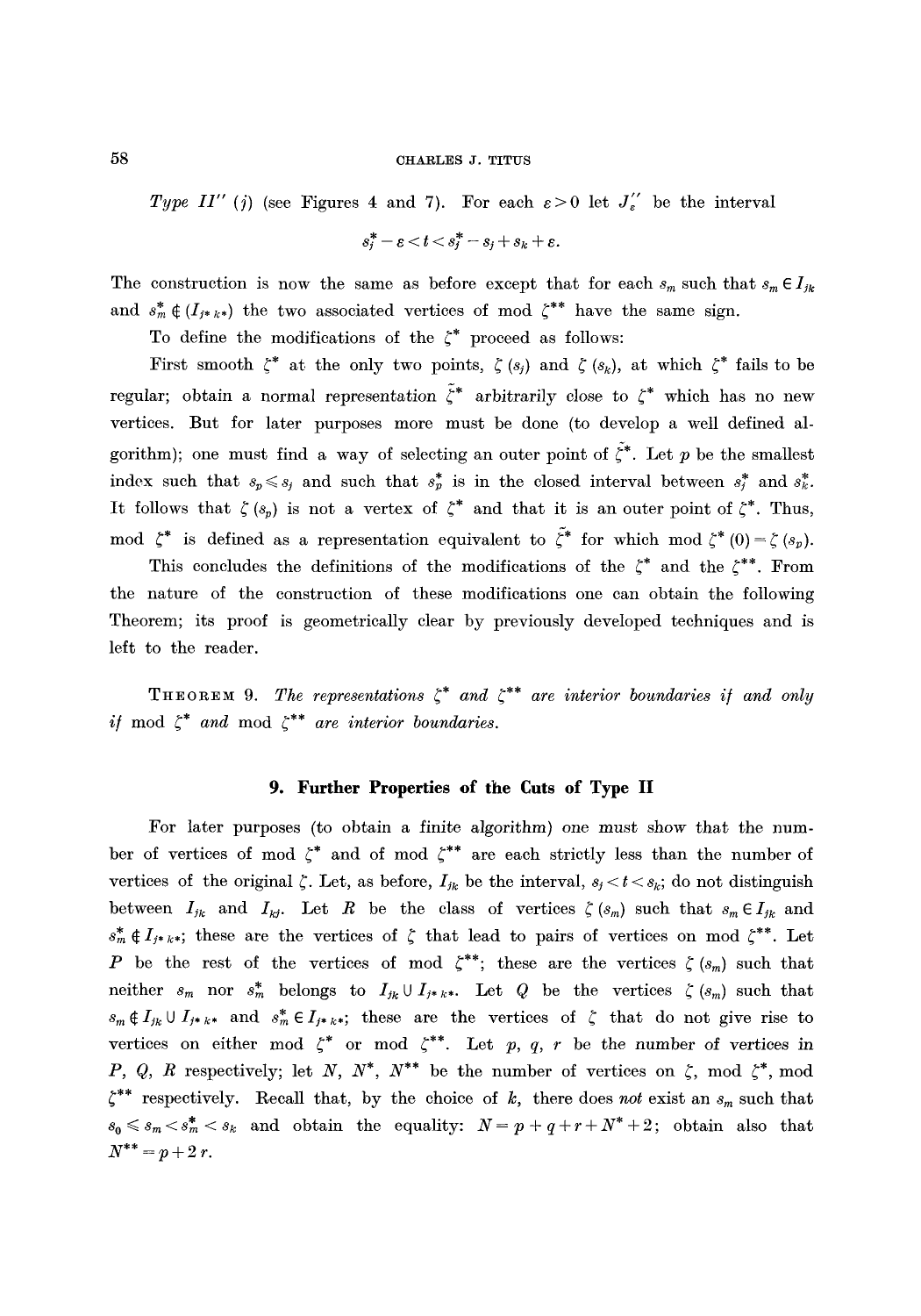*Type II''* ($j$) (see Figures 4 and 7). For each $\varepsilon > 0$ let $J_\varepsilon''$ be the interval

$$s_j^* - \varepsilon < t < s_j^* - s_j + s_k + \varepsilon.$$

The construction is now the same as before except that for each $s_m$ such that $s_m \in I_{jk}$ and $s_m^* \notin (I_{j^*k^*})$ the two associated vertices of mod $\zeta^{**}$ have the same sign.

To define the modifications of the $\zeta^*$ proceed as follows:

First smooth $\zeta^*$ at the only two points, $\zeta(s_j)$ and $\zeta(s_k)$, at which $\zeta^*$ fails to be regular; obtain a normal representation $\tilde{\zeta}^*$ arbitrarily close to $\zeta^*$ which has no new vertices. But for later purposes more must be done (to develop a well defined algorithm); one must find a way of selecting an outer point of $\tilde{\zeta}^*$. Let $p$ be the smallest index such that $s_p \leqslant s_j$ and such that $s_p^*$ is in the closed interval between $s_j^*$ and $s_k^*$. It follows that $\zeta(s_p)$ is not a vertex of $\zeta^*$ and that it is an outer point of $\zeta^*$. Thus, mod $\zeta^*$ is defined as a representation equivalent to $\tilde{\zeta}^*$ for which mod $\zeta^*(0) = \zeta(s_p)$.

This concludes the definitions of the modifications of the $\zeta^*$ and the $\zeta^{**}$. From the nature of the construction of these modifications one can obtain the following Theorem; its proof is geometrically clear by previously developed techniques and is left to the reader.

**Theorem 9.** *The representations $\zeta^*$ and $\zeta^{**}$ are interior boundaries if and only if* mod $\zeta^*$ *and* mod $\zeta^{**}$ *are interior boundaries.*

## 9. Further Properties of the Cuts of Type II

For later purposes (to obtain a finite algorithm) one must show that the number of vertices of mod $\zeta^*$ and of mod $\zeta^{**}$ are each strictly less than the number of vertices of the original $\zeta$. Let, as before, $I_{jk}$ be the interval, $s_j < t < s_k$; do not distinguish between $I_{jk}$ and $I_{kj}$. Let $R$ be the class of vertices $\zeta(s_m)$ such that $s_m \in I_{jk}$ and $s_m^* \notin I_{j^*k^*}$; these are the vertices of $\zeta$ that lead to pairs of vertices on mod $\zeta^{**}$. Let $P$ be the rest of the vertices of mod $\zeta^{**}$; these are the vertices $\zeta(s_m)$ such that neither $s_m$ nor $s_m^*$ belongs to $I_{jk} \cup I_{j^*k^*}$. Let $Q$ be the vertices $\zeta(s_m)$ such that $s_m \notin I_{jk} \cup I_{j^*k^*}$ and $s_m^* \in I_{j^*k^*}$; these are the vertices of $\zeta$ that do not give rise to vertices on either mod $\zeta^*$ or mod $\zeta^{**}$. Let $p$, $q$, $r$ be the number of vertices in $P$, $Q$, $R$ respectively; let $N$, $N^*$, $N^{**}$ be the number of vertices on $\zeta$, mod $\zeta^*$, mod $\zeta^{**}$ respectively. Recall that, by the choice of $k$, there does *not* exist an $s_m$ such that $s_0 \leqslant s_m < s_m^* < s_k$ and obtain the equality: $N = p + q + r + N^* + 2$; obtain also that $N^{**} = p + 2r$.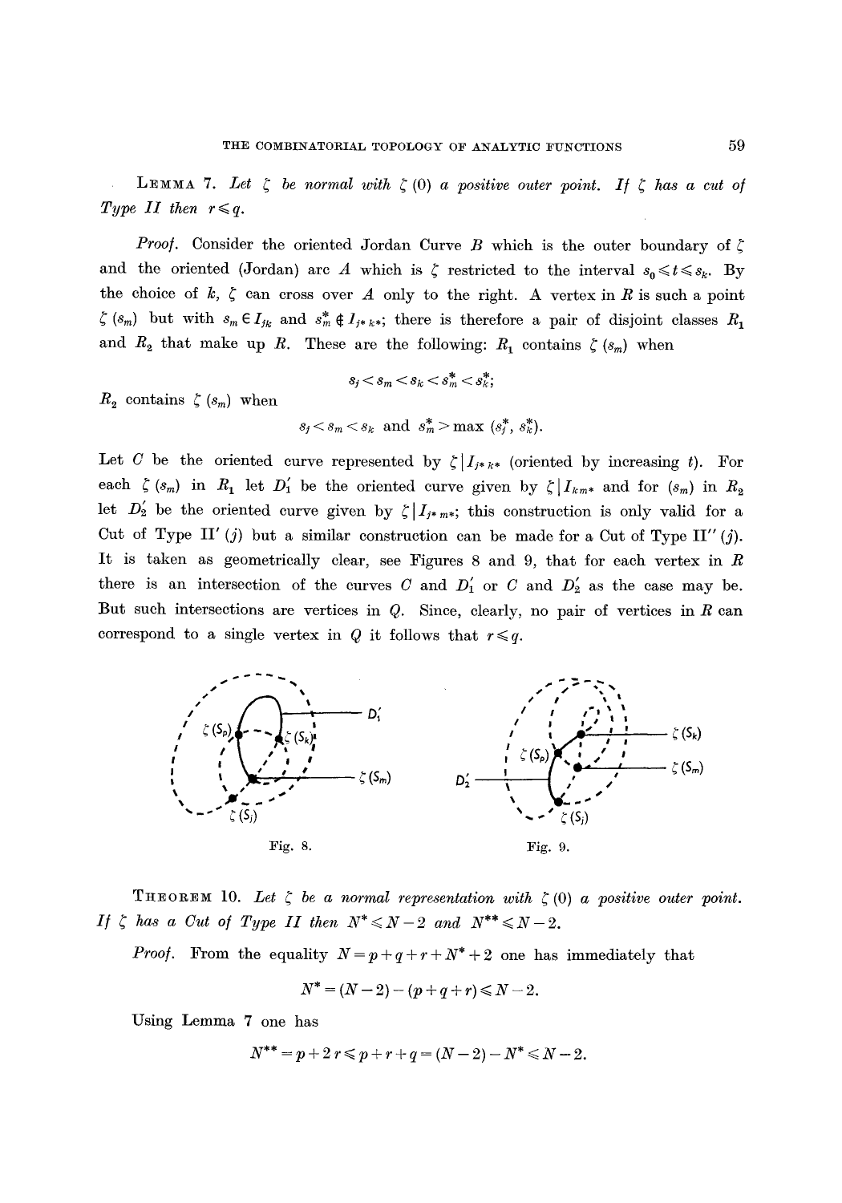**Lemma 7.** *Let $\zeta$ be normal with $\zeta(0)$ a positive outer point. If $\zeta$ has a cut of Type II then $r \leqslant q$.*

*Proof.* Consider the oriented Jordan Curve $B$ which is the outer boundary of $\zeta$ and the oriented (Jordan) arc $A$ which is $\zeta$ restricted to the interval $s_0 \leqslant t \leqslant s_k$. By the choice of $k$, $\zeta$ can cross over $A$ only to the right. A vertex in $R$ is such a point $\zeta(s_m)$ but with $s_m \in I_{jk}$ and $s_m^* \notin I_{j^*k^*}$; there is therefore a pair of disjoint classes $R_1$ and $R_2$ that make up $R$. These are the following: $R_1$ contains $\zeta(s_m)$ when

$$s_j < s_m < s_k < s_m^* < s_k^*;$$

$R_2$ contains $\zeta(s_m)$ when

$$s_j < s_m < s_k \text{ and } s_m^* > \max(s_j^*, s_k^*).$$

Let $C$ be the oriented curve represented by $\zeta | I_{j^*k^*}$ (oriented by increasing $t$). For each $\zeta(s_m)$ in $R_1$ let $D_1'$ be the oriented curve given by $\zeta | I_{km^*}$ and for $(s_m)$ in $R_2$ let $D_2'$ be the oriented curve given by $\zeta | I_{j^*m^*}$; this construction is only valid for a Cut of Type II$'(j)$ but a similar construction can be made for a Cut of Type II$''(j)$. It is taken as geometrically clear, see Figures 8 and 9, that for each vertex in $R$ there is an intersection of the curves $C$ and $D_1'$ or $C$ and $D_2'$ as the case may be. But such intersections are vertices in $Q$. Since, clearly, no pair of vertices in $R$ can correspond to a single vertex in $Q$ it follows that $r \leqslant q$.

Fig. 8.

Fig. 9.

**Theorem 10.** *Let $\zeta$ be a normal representation with $\zeta(0)$ a positive outer point. If $\zeta$ has a Cut of Type II then $N^* \leqslant N-2$ and $N^{**} \leqslant N-2$.*

*Proof.* From the equality $N = p + q + r + N^* + 2$ one has immediately that

$$N^* = (N-2) - (p+q+r) \leqslant N-2.$$

Using Lemma 7 one has

$$N^{**} = p + 2r \leqslant p + r + q = (N-2) - N^* \leqslant N-2.$$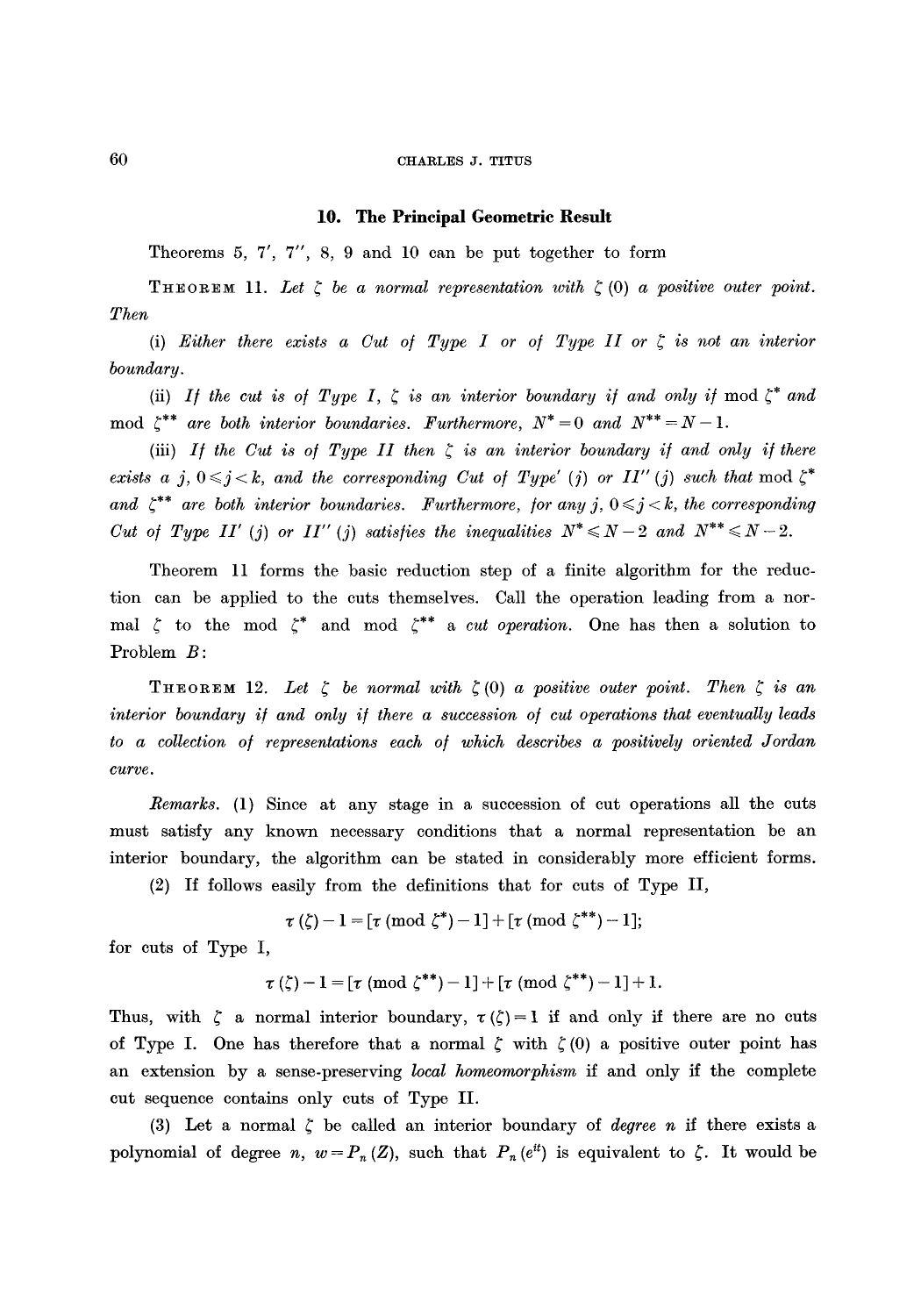## 10. The Principal Geometric Result

Theorems 5, 7′, 7″, 8, 9 and 10 can be put together to form

THEOREM 11. *Let $\zeta$ be a normal representation with $\zeta(0)$ a positive outer point. Then*

(i) *Either there exists a Cut of Type I or of Type II or $\zeta$ is not an interior boundary.*

(ii) *If the cut is of Type I, $\zeta$ is an interior boundary if and only if* mod $\zeta^*$ *and* mod $\zeta^{**}$ *are both interior boundaries. Furthermore, $N^* = 0$ and $N^{**} = N - 1$.*

(iii) *If the Cut is of Type II then $\zeta$ is an interior boundary if and only if there exists a $j$, $0 \leqslant j < k$, and the corresponding Cut of Type′ $(j)$ or $II''(j)$ such that* mod $\zeta^*$ *and $\zeta^{**}$ are both interior boundaries. Furthermore, for any $j$, $0 \leqslant j < k$, the corresponding Cut of Type $II'(j)$ or $II''(j)$ satisfies the inequalities $N^* \leqslant N - 2$ and $N^{**} \leqslant N - 2$.*

Theorem 11 forms the basic reduction step of a finite algorithm for the reduction can be applied to the cuts themselves. Call the operation leading from a normal $\zeta$ to the mod $\zeta^*$ and mod $\zeta^{**}$ a *cut operation*. One has then a solution to Problem $B$:

THEOREM 12. *Let $\zeta$ be normal with $\zeta(0)$ a positive outer point. Then $\zeta$ is an interior boundary if and only if there a succession of cut operations that eventually leads to a collection of representations each of which describes a positively oriented Jordan curve.*

*Remarks.* (1) Since at any stage in a succession of cut operations all the cuts must satisfy any known necessary conditions that a normal representation be an interior boundary, the algorithm can be stated in considerably more efficient forms.

(2) If follows easily from the definitions that for cuts of Type II,

$$\tau(\zeta) - 1 = [\tau(\text{mod } \zeta^*) - 1] + [\tau(\text{mod } \zeta^{**}) - 1];$$

for cuts of Type I,

$$\tau(\zeta) - 1 = [\tau(\text{mod } \zeta^{**}) - 1] + [\tau(\text{mod } \zeta^{**}) - 1] + 1.$$

Thus, with $\zeta$ a normal interior boundary, $\tau(\zeta) = 1$ if and only if there are no cuts of Type I. One has therefore that a normal $\zeta$ with $\zeta(0)$ a positive outer point has an extension by a sense-preserving *local homeomorphism* if and only if the complete cut sequence contains only cuts of Type II.

(3) Let a normal $\zeta$ be called an interior boundary of *degree n* if there exists a polynomial of degree $n$, $w = P_n(Z)$, such that $P_n(e^{it})$ is equivalent to $\zeta$. It would be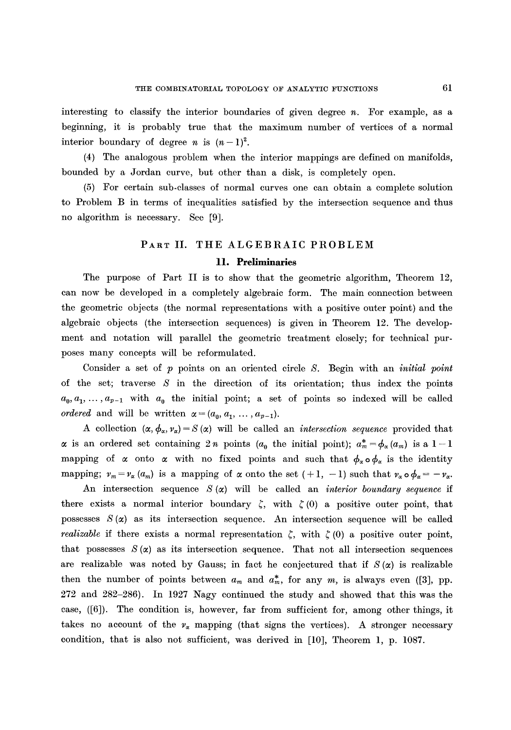interesting to classify the interior boundaries of given degree $n$. For example, as a beginning, it is probably true that the maximum number of vertices of a normal interior boundary of degree $n$ is $(n-1)^2$.

(4) The analogous problem when the interior mappings are defined on manifolds, bounded by a Jordan curve, but other than a disk, is completely open.

(5) For certain sub-classes of normal curves one can obtain a complete solution to Problem B in terms of inequalities satisfied by the intersection sequence and thus no algorithm is necessary. See [9].

# Part II. THE ALGEBRAIC PROBLEM

## 11. Preliminaries

The purpose of Part II is to show that the geometric algorithm, Theorem 12, can now be developed in a completely algebraic form. The main connection between the geometric objects (the normal representations with a positive outer point) and the algebraic objects (the intersection sequences) is given in Theorem 12. The development and notation will parallel the geometric treatment closely; for technical purposes many concepts will be reformulated.

Consider a set of $p$ points on an oriented circle $S$. Begin with an *initial point* of the set; traverse $S$ in the direction of its orientation; thus index the points $a_0, a_1, \ldots, a_{p-1}$ with $a_0$ the initial point; a set of points so indexed will be called *ordered* and will be written $\alpha = (a_0, a_1, \ldots, a_{p-1})$.

A collection $(\alpha, \phi_\alpha, \nu_\alpha) = S(\alpha)$ will be called an *intersection sequence* provided that $\alpha$ is an ordered set containing $2n$ points ($a_0$ the initial point); $a_m^* = \phi_\alpha(a_m)$ is a $1-1$ mapping of $\alpha$ onto $\alpha$ with no fixed points and such that $\phi_\alpha \circ \phi_\alpha$ is the identity mapping; $\nu_m = \nu_\alpha(a_m)$ is a mapping of $\alpha$ onto the set $(+1, -1)$ such that $\nu_\alpha \circ \phi_\alpha = -\nu_\alpha$.

An intersection sequence $S(\alpha)$ will be called an *interior boundary sequence* if there exists a normal interior boundary $\zeta$, with $\zeta(0)$ a positive outer point, that possesses $S(\alpha)$ as its intersection sequence. An intersection sequence will be called *realizable* if there exists a normal representation $\zeta$, with $\zeta(0)$ a positive outer point, that possesses $S(\alpha)$ as its intersection sequence. That not all intersection sequences are realizable was noted by Gauss; in fact he conjectured that if $S(\alpha)$ is realizable then the number of points between $a_m$ and $a_m^*$, for any $m$, is always even ([3], pp. 272 and 282–286). In 1927 Nagy continued the study and showed that this was the case, ([6]). The condition is, however, far from sufficient for, among other things, it takes no account of the $\nu_\alpha$ mapping (that signs the vertices). A stronger necessary condition, that is also not sufficient, was derived in [10], Theorem 1, p. 1087.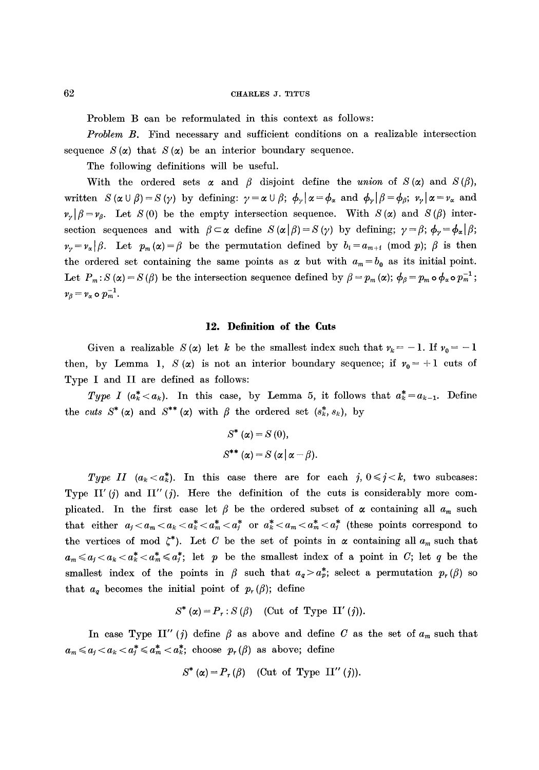Problem B can be reformulated in this context as follows:

*Problem B.* Find necessary and sufficient conditions on a realizable intersection sequence $S(\alpha)$ that $S(\alpha)$ be an interior boundary sequence.

The following definitions will be useful.

With the ordered sets $\alpha$ and $\beta$ disjoint define the *union* of $S(\alpha)$ and $S(\beta)$, written $S(\alpha \cup \beta) = S(\gamma)$ by defining: $\gamma = \alpha \cup \beta$; $\phi_\gamma | \alpha = \phi_\alpha$ and $\phi_\gamma | \beta = \phi_\beta$; $\nu_\gamma | \alpha = \nu_\alpha$ and $\nu_\gamma | \beta = \nu_\beta$. Let $S(0)$ be the empty intersection sequence. With $S(\alpha)$ and $S(\beta)$ intersection sequences and with $\beta \subset \alpha$ define $S(\alpha | \beta) = S(\gamma)$ by defining; $\gamma = \beta$; $\phi_\gamma = \phi_\alpha | \beta$; $\nu_\gamma = \nu_\alpha | \beta$. Let $p_m(\alpha) = \beta$ be the permutation defined by $b_i = a_{m+i} \pmod{p}$; $\beta$ is then the ordered set containing the same points as $\alpha$ but with $a_m = b_0$ as its initial point. Let $P_m : S(\alpha) = S(\beta)$ be the intersection sequence defined by $\beta = p_m(\alpha)$; $\phi_\beta = p_m \circ \phi_\alpha \circ p_m^{-1}$; $\nu_\beta = \nu_\alpha \circ p_m^{-1}$.

## 12. Definition of the Cuts

Given a realizable $S(\alpha)$ let $k$ be the smallest index such that $\nu_k = -1$. If $\nu_0 = -1$ then, by Lemma 1, $S(\alpha)$ is not an interior boundary sequence; if $\nu_0 = +1$ cuts of Type I and II are defined as follows:

*Type I* ($a_k^* < a_k$). In this case, by Lemma 5, it follows that $a_k^* = a_{k-1}$. Define the *cuts* $S^*(\alpha)$ and $S^{**}(\alpha)$ with $\beta$ the ordered set $(s_k^*, s_k)$, by

$$S^*(\alpha) = S(0),$$

$$S^{**}(\alpha) = S(\alpha | \alpha - \beta).$$

*Type II* ($a_k < a_k^*$). In this case there are for each $j$, $0 \leqslant j < k$, two subcases: Type II$'(j)$ and II$''(j)$. Here the definition of the cuts is considerably more complicated. In the first case let $\beta$ be the ordered subset of $\alpha$ containing all $a_m$ such that either $a_j < a_m < a_k < a_k^* < a_m^* < a_j^*$ or $a_k^* < a_m < a_m^* < a_j^*$ (these points correspond to the vertices of mod $\zeta^*$). Let $C$ be the set of points in $\alpha$ containing all $a_m$ such that $a_m \leqslant a_j < a_k < a_k^* < a_m^* \leqslant a_j^*$; let $p$ be the smallest index of a point in $C$; let $q$ be the smallest index of the points in $\beta$ such that $a_q > a_p^*$; select a permutation $p_r(\beta)$ so that $a_q$ becomes the initial point of $p_r(\beta)$; define

$$S^*(\alpha) = P_r : S(\beta) \quad \text{(Cut of Type II}'(j)\text{)}.$$

In case Type II$''(j)$ define $\beta$ as above and define $C$ as the set of $a_m$ such that $a_m \leqslant a_j < a_k < a_j^* \leqslant a_m^* < a_k^*$; choose $p_r(\beta)$ as above; define

$$S^*(\alpha) = P_r(\beta) \quad \text{(Cut of Type II}''(j)\text{)}.$$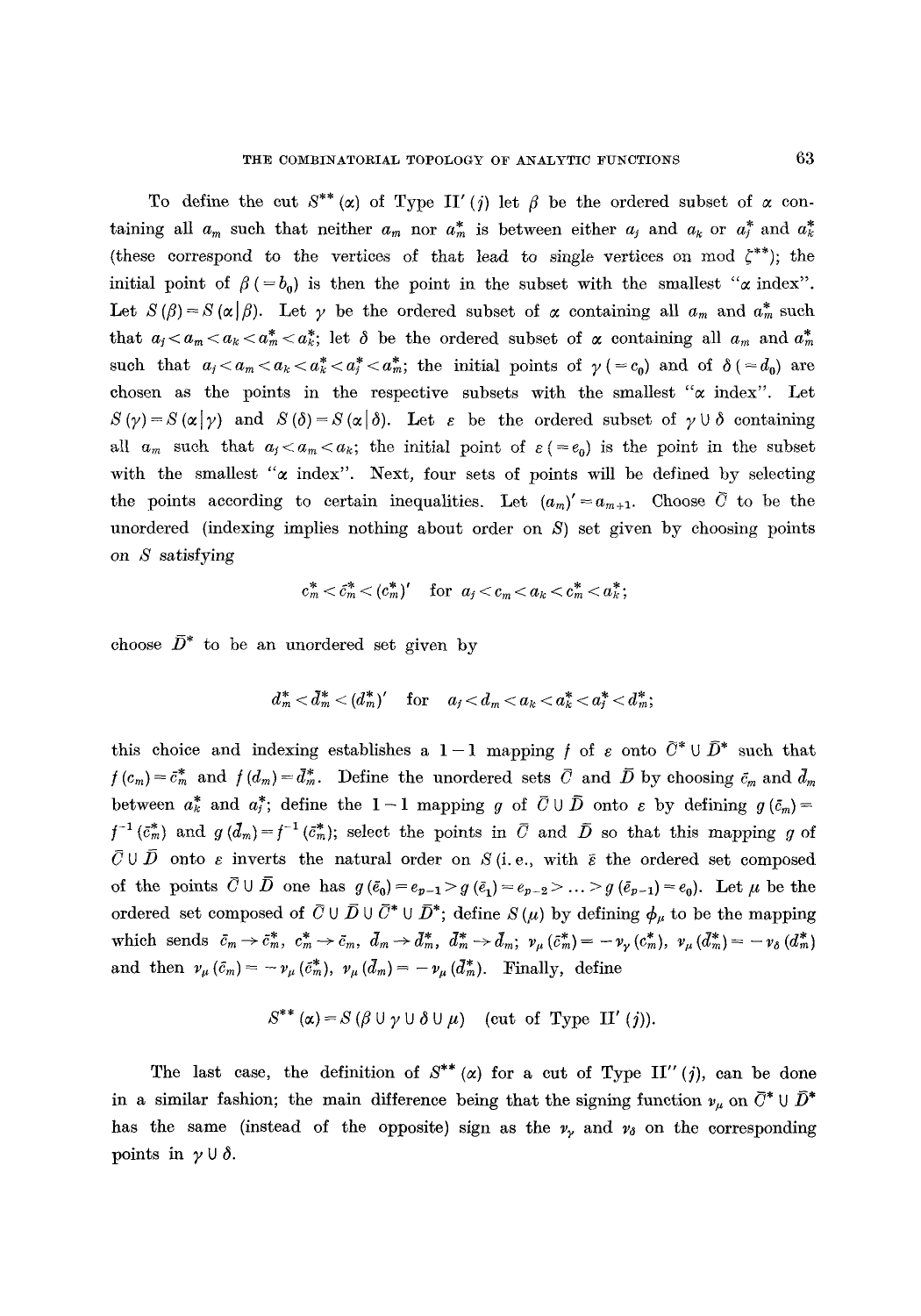To define the cut $S^{**}(\alpha)$ of Type II′ $(j)$ let $\beta$ be the ordered subset of $\alpha$ containing all $a_m$ such that neither $a_m$ nor $a_m^*$ is between either $a_j$ and $a_k$ or $a_j^*$ and $a_k^*$ (these correspond to the vertices of that lead to single vertices on mod $\zeta^{**}$); the initial point of $\beta\,(=b_0)$ is then the point in the subset with the smallest "$\alpha$ index". Let $S(\beta)=S(\alpha\,|\,\beta)$. Let $\gamma$ be the ordered subset of $\alpha$ containing all $a_m$ and $a_m^*$ such that $a_j < a_m < a_k < a_m^* < a_k^*$; let $\delta$ be the ordered subset of $\alpha$ containing all $a_m$ and $a_m^*$ such that $a_j < a_m < a_k < a_k^* < a_j^* < a_m^*$; the initial points of $\gamma\,(=c_0)$ and of $\delta\,(=d_0)$ are chosen as the points in the respective subsets with the smallest "$\alpha$ index". Let $S(\gamma)=S(\alpha\,|\,\gamma)$ and $S(\delta)=S(\alpha\,|\,\delta)$. Let $\varepsilon$ be the ordered subset of $\gamma \cup \delta$ containing all $a_m$ such that $a_j < a_m < a_k$; the initial point of $\varepsilon\,(=e_0)$ is the point in the subset with the smallest "$\alpha$ index". Next, four sets of points will be defined by selecting the points according to certain inequalities. Let $(a_m)'=a_{m+1}$. Choose $\bar{C}$ to be the unordered (indexing implies nothing about order on $S$) set given by choosing points on $S$ satisfying

$$c_m^* < \bar{c}_m^* < (c_m^*)' \quad \text{for } a_j < c_m < a_k < c_m^* < a_k^*;$$

choose $\bar{D}^*$ to be an unordered set given by

$$d_m^* < \bar{d}_m^* < (d_m^*)' \quad \text{for } a_j < d_m < a_k < a_k^* < a_j^* < d_m^*;$$

this choice and indexing establishes a $1-1$ mapping $f$ of $\varepsilon$ onto $\bar{C}^* \cup \bar{D}^*$ such that $f(c_m)=\bar{c}_m^*$ and $f(d_m)=\bar{d}_m^*$. Define the unordered sets $\bar{C}$ and $\bar{D}$ by choosing $\bar{c}_m$ and $\bar{d}_m$ between $a_k^*$ and $a_j^*$; define the $1-1$ mapping $g$ of $\bar{C} \cup \bar{D}$ onto $\varepsilon$ by defining $g(\bar{c}_m)=f^{-1}(\bar{c}_m^*)$ and $g(\bar{d}_m)=f^{-1}(\bar{c}_m^*)$; select the points in $\bar{C}$ and $\bar{D}$ so that this mapping $g$ of $\bar{C} \cup \bar{D}$ onto $\varepsilon$ inverts the natural order on $S$ (i.e., with $\bar{\varepsilon}$ the ordered set composed of the points $\bar{C} \cup \bar{D}$ one has $g(\bar{e}_0)=e_{p-1} > g(\bar{e}_1)=e_{p-2} > \ldots > g(\bar{e}_{p-1})=e_0$). Let $\mu$ be the ordered set composed of $\bar{C} \cup \bar{D} \cup \bar{C}^* \cup \bar{D}^*$; define $S(\mu)$ by defining $\phi_\mu$ to be the mapping which sends $\bar{c}_m \to \bar{c}_m^*$, $c_m^* \to \bar{c}_m$, $\bar{d}_m \to \bar{d}_m^*$, $\bar{d}_m^* \to \bar{d}_m$; $\nu_\mu(\bar{c}_m^*)=-\nu_\gamma(c_m^*)$, $\nu_\mu(\bar{d}_m^*)=-\nu_\delta(d_m^*)$ and then $\nu_\mu(\bar{c}_m)=-\nu_\mu(\bar{c}_m^*)$, $\nu_\mu(\bar{d}_m)=-\nu_\mu(\bar{d}_m^*)$. Finally, define

$$S^{**}(\alpha)=S(\beta \cup \gamma \cup \delta \cup \mu) \quad (\text{cut of Type II}'\,(j)).$$

The last case, the definition of $S^{**}(\alpha)$ for a cut of Type II″ $(j)$, can be done in a similar fashion; the main difference being that the signing function $\nu_\mu$ on $\bar{C}^* \cup \bar{D}^*$ has the same (instead of the opposite) sign as the $\nu_\gamma$ and $\nu_\delta$ on the corresponding points in $\gamma \cup \delta$.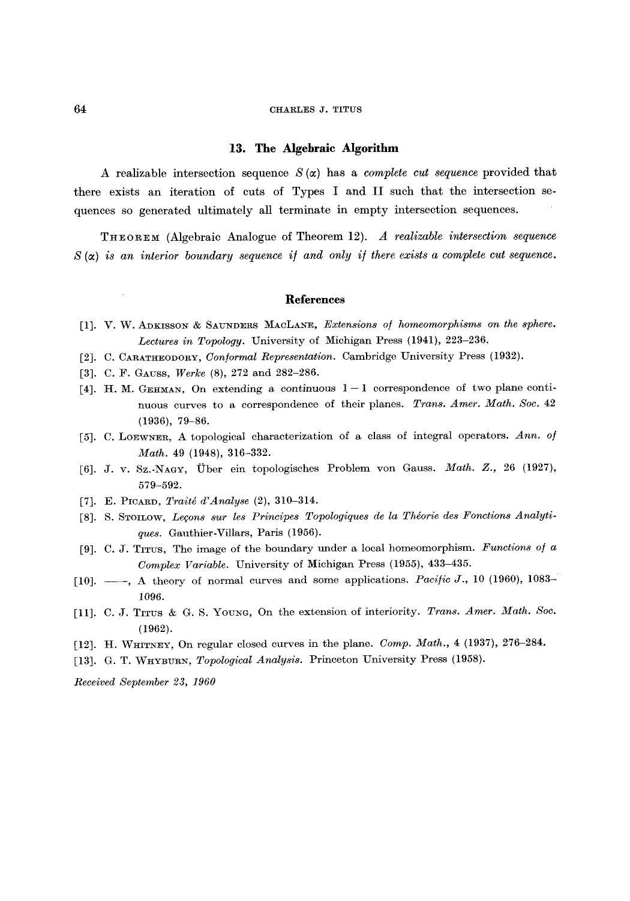## 13. The Algebraic Algorithm

A realizable intersection sequence $S(\alpha)$ has a *complete cut sequence* provided that there exists an iteration of cuts of Types I and II such that the intersection sequences so generated ultimately all terminate in empty intersection sequences.

THEOREM (Algebraic Analogue of Theorem 12). *A realizable intersection sequence $S(\alpha)$ is an interior boundary sequence if and only if there exists a complete cut sequence.*

## References

[1]. V. W. ADKISSON & SAUNDERS MACLANE, *Extensions of homeomorphisms on the sphere. Lectures in Topology.* University of Michigan Press (1941), 223–236.

[2]. C. CARATHEODORY, *Conformal Representation.* Cambridge University Press (1932).

[3]. C. F. GAUSS, *Werke* (8), 272 and 282–286.

[4]. H. M. GEHMAN, On extending a continuous $1-1$ correspondence of two plane continuous curves to a correspondence of their planes. *Trans. Amer. Math. Soc.* 42 (1936), 79–86.

[5]. C. LOEWNER, A topological characterization of a class of integral operators. *Ann. of Math.* 49 (1948), 316–332.

[6]. J. v. SZ.-NAGY, Über ein topologisches Problem von Gauss. *Math. Z.*, 26 (1927), 579–592.

[7]. E. PICARD, *Traité d'Analyse* (2), 310–314.

[8]. S. STOILOW, *Leçons sur les Principes Topologiques de la Théorie des Fonctions Analytiques.* Gauthier-Villars, Paris (1956).

[9]. C. J. TITUS, The image of the boundary under a local homeomorphism. *Functions of a Complex Variable.* University of Michigan Press (1955), 433–435.

[10]. ——, A theory of normal curves and some applications. *Pacific J.*, 10 (1960), 1083–1096.

[11]. C. J. TITUS & G. S. YOUNG, On the extension of interiority. *Trans. Amer. Math. Soc.* (1962).

[12]. H. WHITNEY, On regular closed curves in the plane. *Comp. Math.*, 4 (1937), 276–284.

[13]. G. T. WHYBURN, *Topological Analysis.* Princeton University Press (1958).

*Received September 23, 1960*